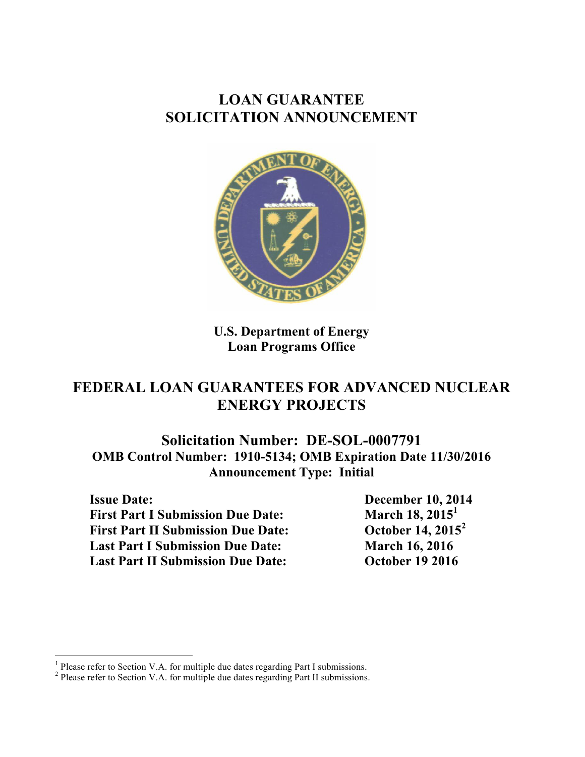# LOAN GUARANTEE SOLICITATION ANNOUNCEMENT

**U.S. Department of Energy**
**Loan Programs Office**

# FEDERAL LOAN GUARANTEES FOR ADVANCED NUCLEAR ENERGY PROJECTS

## Solicitation Number: DE-SOL-0007791

**OMB Control Number: 1910-5134; OMB Expiration Date 11/30/2016**
**Announcement Type: Initial**

| | |
|---|---|
| **Issue Date:** | **December 10, 2014** |
| **First Part I Submission Due Date:** | **March 18, 2015[1]** |
| **First Part II Submission Due Date:** | **October 14, 2015[2]** |
| **Last Part I Submission Due Date:** | **March 16, 2016** |
| **Last Part II Submission Due Date:** | **October 19 2016** |

[1] Please refer to Section V.A. for multiple due dates regarding Part I submissions.
[2] Please refer to Section V.A. for multiple due dates regarding Part II submissions.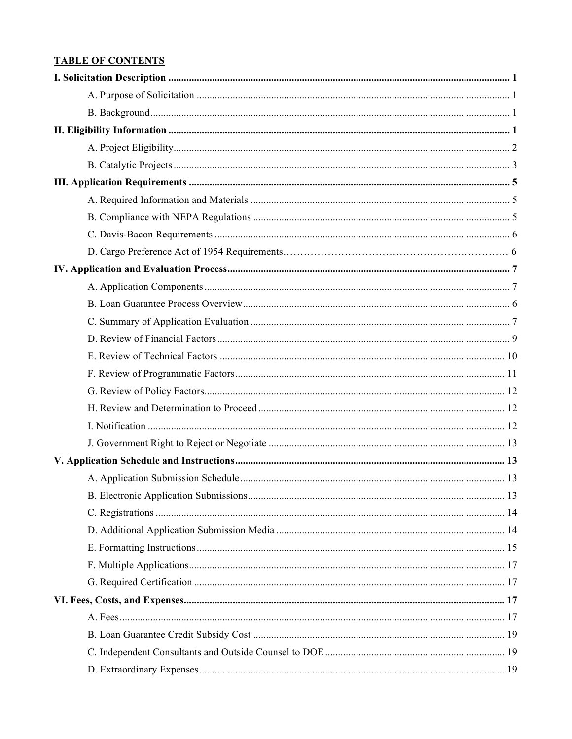**TABLE OF CONTENTS**

**I. Solicitation Description** .......... 1

A. Purpose of Solicitation .......... 1

B. Background .......... 1

**II. Eligibility Information** .......... 1

A. Project Eligibility .......... 2

B. Catalytic Projects .......... 3

**III. Application Requirements** .......... 5

A. Required Information and Materials .......... 5

B. Compliance with NEPA Regulations .......... 5

C. Davis-Bacon Requirements .......... 6

D. Cargo Preference Act of 1954 Requirements .......... 6

**IV. Application and Evaluation Process** .......... 7

A. Application Components .......... 7

B. Loan Guarantee Process Overview .......... 6

C. Summary of Application Evaluation .......... 7

D. Review of Financial Factors .......... 9

E. Review of Technical Factors .......... 10

F. Review of Programmatic Factors .......... 11

G. Review of Policy Factors .......... 12

H. Review and Determination to Proceed .......... 12

I. Notification .......... 12

J. Government Right to Reject or Negotiate .......... 13

**V. Application Schedule and Instructions** .......... 13

A. Application Submission Schedule .......... 13

B. Electronic Application Submissions .......... 13

C. Registrations .......... 14

D. Additional Application Submission Media .......... 14

E. Formatting Instructions .......... 15

F. Multiple Applications .......... 17

G. Required Certification .......... 17

**VI. Fees, Costs, and Expenses** .......... 17

A. Fees .......... 17

B. Loan Guarantee Credit Subsidy Cost .......... 19

C. Independent Consultants and Outside Counsel to DOE .......... 19

D. Extraordinary Expenses .......... 19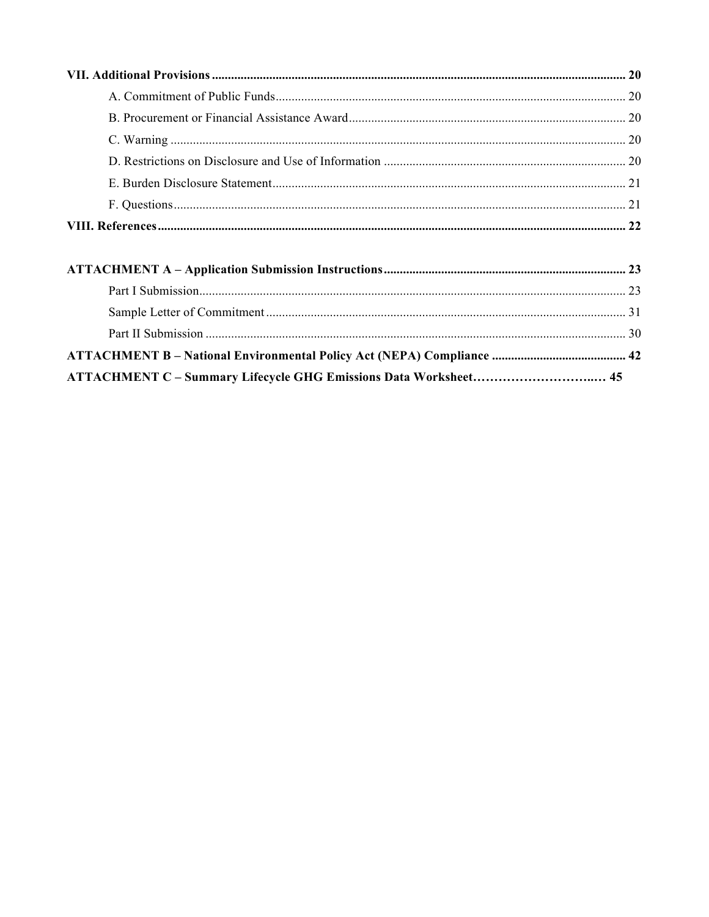**VII. Additional Provisions** .......... **20**

A. Commitment of Public Funds .......... 20

B. Procurement or Financial Assistance Award .......... 20

C. Warning .......... 20

D. Restrictions on Disclosure and Use of Information .......... 20

E. Burden Disclosure Statement .......... 21

F. Questions .......... 21

**VIII. References** .......... **22**

**ATTACHMENT A – Application Submission Instructions** .......... **23**

Part I Submission .......... 23

Sample Letter of Commitment .......... 31

Part II Submission .......... 30

**ATTACHMENT B – National Environmental Policy Act (NEPA) Compliance** .......... **42**

**ATTACHMENT C – Summary Lifecycle GHG Emissions Data Worksheet** .......... **45**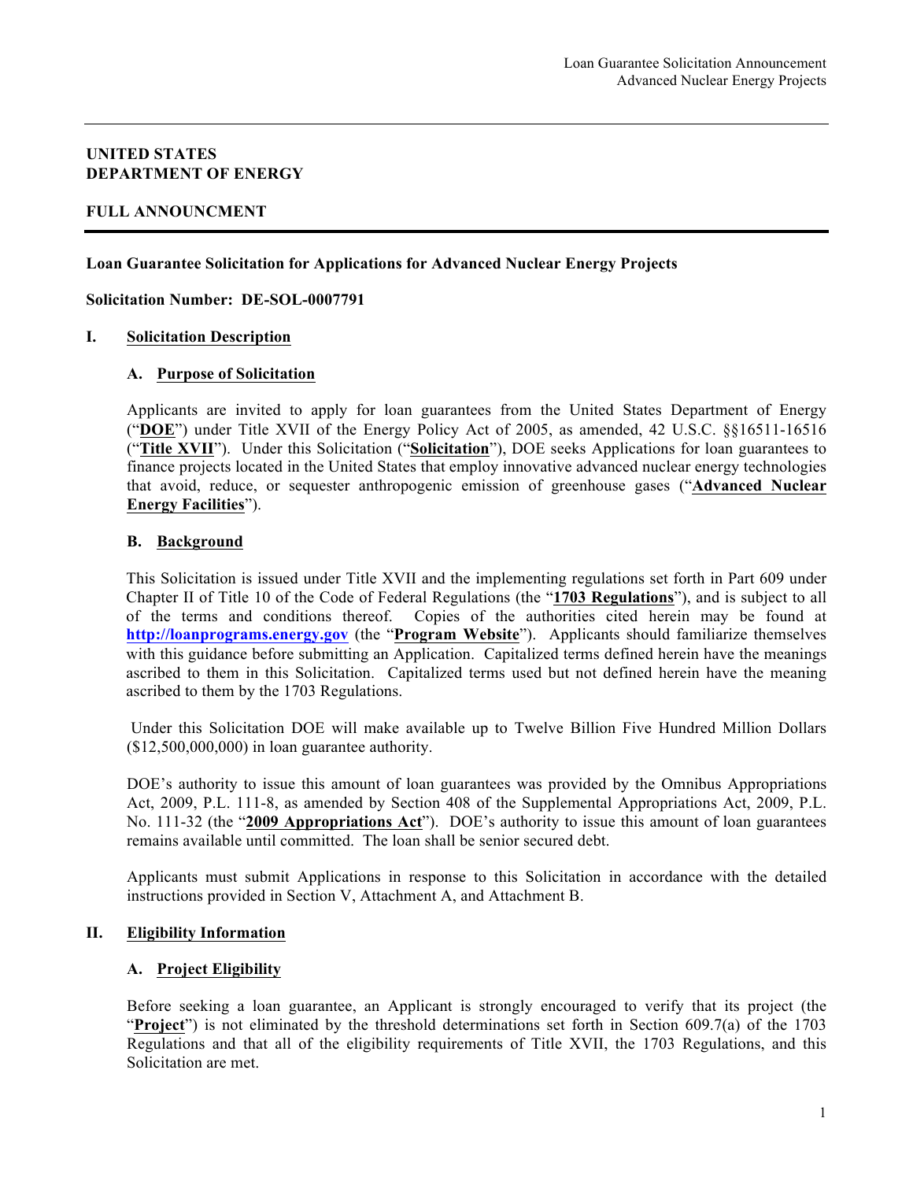**UNITED STATES**
**DEPARTMENT OF ENERGY**

**FULL ANNOUNCMENT**

**Loan Guarantee Solicitation for Applications for Advanced Nuclear Energy Projects**

**Solicitation Number: DE-SOL-0007791**

## I. Solicitation Description

### A. Purpose of Solicitation

Applicants are invited to apply for loan guarantees from the United States Department of Energy ("**DOE**") under Title XVII of the Energy Policy Act of 2005, as amended, 42 U.S.C. §§16511-16516 ("**Title XVII**"). Under this Solicitation ("**Solicitation**"), DOE seeks Applications for loan guarantees to finance projects located in the United States that employ innovative advanced nuclear energy technologies that avoid, reduce, or sequester anthropogenic emission of greenhouse gases ("**Advanced Nuclear Energy Facilities**").

### B. Background

This Solicitation is issued under Title XVII and the implementing regulations set forth in Part 609 under Chapter II of Title 10 of the Code of Federal Regulations (the "**1703 Regulations**"), and is subject to all of the terms and conditions thereof. Copies of the authorities cited herein may be found at **http://loanprograms.energy.gov** (the "**Program Website**"). Applicants should familiarize themselves with this guidance before submitting an Application. Capitalized terms defined herein have the meanings ascribed to them in this Solicitation. Capitalized terms used but not defined herein have the meaning ascribed to them by the 1703 Regulations.

Under this Solicitation DOE will make available up to Twelve Billion Five Hundred Million Dollars ($12,500,000,000) in loan guarantee authority.

DOE's authority to issue this amount of loan guarantees was provided by the Omnibus Appropriations Act, 2009, P.L. 111-8, as amended by Section 408 of the Supplemental Appropriations Act, 2009, P.L. No. 111-32 (the "**2009 Appropriations Act**"). DOE's authority to issue this amount of loan guarantees remains available until committed. The loan shall be senior secured debt.

Applicants must submit Applications in response to this Solicitation in accordance with the detailed instructions provided in Section V, Attachment A, and Attachment B.

## II. Eligibility Information

### A. Project Eligibility

Before seeking a loan guarantee, an Applicant is strongly encouraged to verify that its project (the "**Project**") is not eliminated by the threshold determinations set forth in Section 609.7(a) of the 1703 Regulations and that all of the eligibility requirements of Title XVII, the 1703 Regulations, and this Solicitation are met.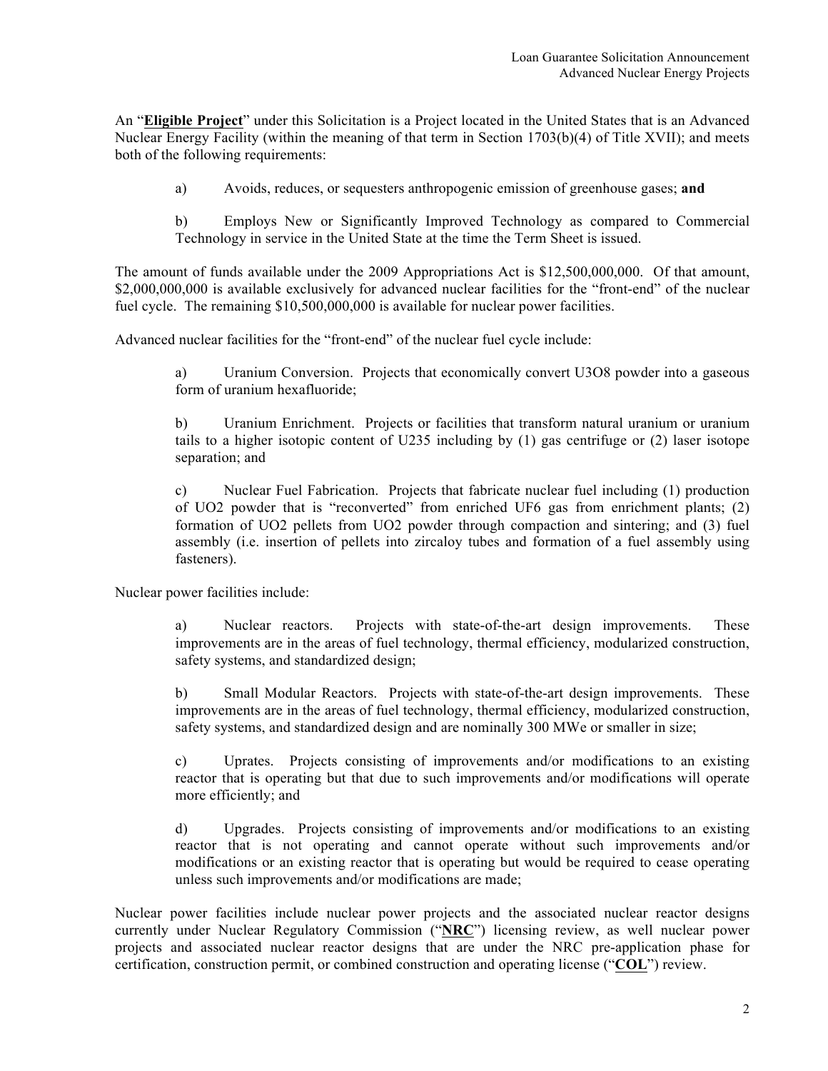An "**Eligible Project**" under this Solicitation is a Project located in the United States that is an Advanced Nuclear Energy Facility (within the meaning of that term in Section 1703(b)(4) of Title XVII); and meets both of the following requirements:

a) Avoids, reduces, or sequesters anthropogenic emission of greenhouse gases; **and**

b) Employs New or Significantly Improved Technology as compared to Commercial Technology in service in the United State at the time the Term Sheet is issued.

The amount of funds available under the 2009 Appropriations Act is $12,500,000,000. Of that amount, $2,000,000,000 is available exclusively for advanced nuclear facilities for the "front-end" of the nuclear fuel cycle. The remaining $10,500,000,000 is available for nuclear power facilities.

Advanced nuclear facilities for the "front-end" of the nuclear fuel cycle include:

a) Uranium Conversion. Projects that economically convert $U_3O_8$ powder into a gaseous form of uranium hexafluoride;

b) Uranium Enrichment. Projects or facilities that transform natural uranium or uranium tails to a higher isotopic content of U235 including by (1) gas centrifuge or (2) laser isotope separation; and

c) Nuclear Fuel Fabrication. Projects that fabricate nuclear fuel including (1) production of $UO_2$ powder that is "reconverted" from enriched $UF_6$ gas from enrichment plants; (2) formation of $UO_2$ pellets from $UO_2$ powder through compaction and sintering; and (3) fuel assembly (i.e. insertion of pellets into zircaloy tubes and formation of a fuel assembly using fasteners).

Nuclear power facilities include:

a) Nuclear reactors. Projects with state-of-the-art design improvements. These improvements are in the areas of fuel technology, thermal efficiency, modularized construction, safety systems, and standardized design;

b) Small Modular Reactors. Projects with state-of-the-art design improvements. These improvements are in the areas of fuel technology, thermal efficiency, modularized construction, safety systems, and standardized design and are nominally 300 MWe or smaller in size;

c) Uprates. Projects consisting of improvements and/or modifications to an existing reactor that is operating but that due to such improvements and/or modifications will operate more efficiently; and

d) Upgrades. Projects consisting of improvements and/or modifications to an existing reactor that is not operating and cannot operate without such improvements and/or modifications or an existing reactor that is operating but would be required to cease operating unless such improvements and/or modifications are made;

Nuclear power facilities include nuclear power projects and the associated nuclear reactor designs currently under Nuclear Regulatory Commission ("**NRC**") licensing review, as well nuclear power projects and associated nuclear reactor designs that are under the NRC pre-application phase for certification, construction permit, or combined construction and operating license ("**COL**") review.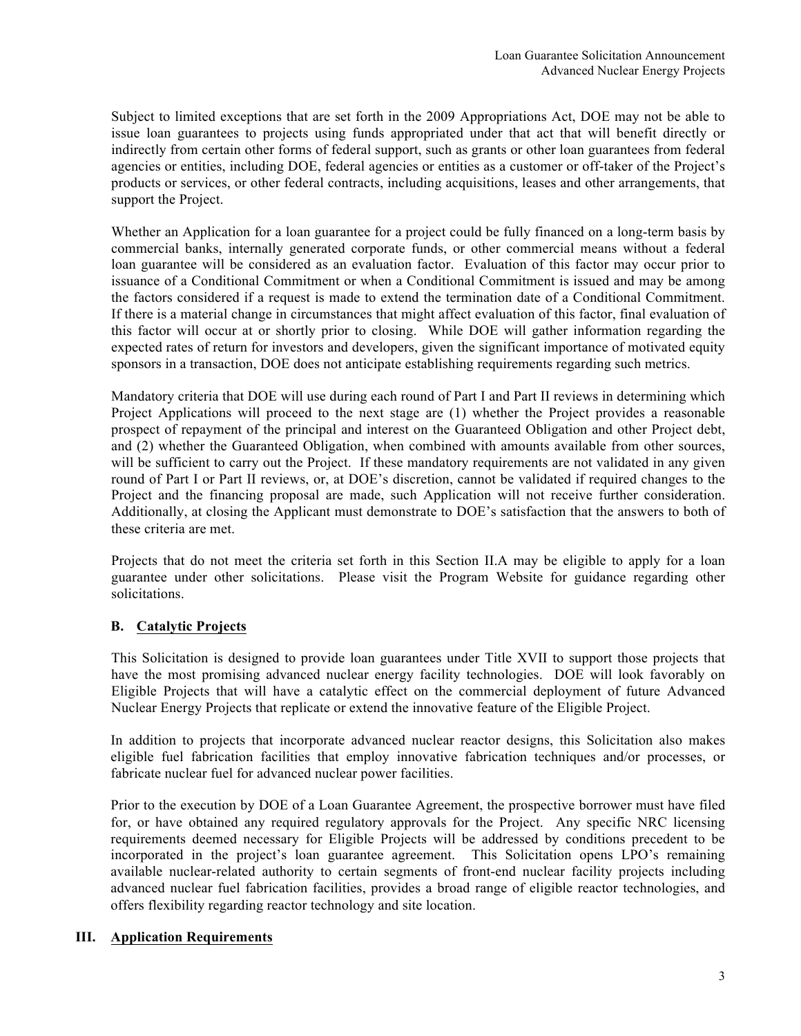Subject to limited exceptions that are set forth in the 2009 Appropriations Act, DOE may not be able to issue loan guarantees to projects using funds appropriated under that act that will benefit directly or indirectly from certain other forms of federal support, such as grants or other loan guarantees from federal agencies or entities, including DOE, federal agencies or entities as a customer or off-taker of the Project's products or services, or other federal contracts, including acquisitions, leases and other arrangements, that support the Project.

Whether an Application for a loan guarantee for a project could be fully financed on a long-term basis by commercial banks, internally generated corporate funds, or other commercial means without a federal loan guarantee will be considered as an evaluation factor. Evaluation of this factor may occur prior to issuance of a Conditional Commitment or when a Conditional Commitment is issued and may be among the factors considered if a request is made to extend the termination date of a Conditional Commitment. If there is a material change in circumstances that might affect evaluation of this factor, final evaluation of this factor will occur at or shortly prior to closing. While DOE will gather information regarding the expected rates of return for investors and developers, given the significant importance of motivated equity sponsors in a transaction, DOE does not anticipate establishing requirements regarding such metrics.

Mandatory criteria that DOE will use during each round of Part I and Part II reviews in determining which Project Applications will proceed to the next stage are (1) whether the Project provides a reasonable prospect of repayment of the principal and interest on the Guaranteed Obligation and other Project debt, and (2) whether the Guaranteed Obligation, when combined with amounts available from other sources, will be sufficient to carry out the Project. If these mandatory requirements are not validated in any given round of Part I or Part II reviews, or, at DOE's discretion, cannot be validated if required changes to the Project and the financing proposal are made, such Application will not receive further consideration. Additionally, at closing the Applicant must demonstrate to DOE's satisfaction that the answers to both of these criteria are met.

Projects that do not meet the criteria set forth in this Section II.A may be eligible to apply for a loan guarantee under other solicitations. Please visit the Program Website for guidance regarding other solicitations.

### B. Catalytic Projects

This Solicitation is designed to provide loan guarantees under Title XVII to support those projects that have the most promising advanced nuclear energy facility technologies. DOE will look favorably on Eligible Projects that will have a catalytic effect on the commercial deployment of future Advanced Nuclear Energy Projects that replicate or extend the innovative feature of the Eligible Project.

In addition to projects that incorporate advanced nuclear reactor designs, this Solicitation also makes eligible fuel fabrication facilities that employ innovative fabrication techniques and/or processes, or fabricate nuclear fuel for advanced nuclear power facilities.

Prior to the execution by DOE of a Loan Guarantee Agreement, the prospective borrower must have filed for, or have obtained any required regulatory approvals for the Project. Any specific NRC licensing requirements deemed necessary for Eligible Projects will be addressed by conditions precedent to be incorporated in the project's loan guarantee agreement. This Solicitation opens LPO's remaining available nuclear-related authority to certain segments of front-end nuclear facility projects including advanced nuclear fuel fabrication facilities, provides a broad range of eligible reactor technologies, and offers flexibility regarding reactor technology and site location.

## III. Application Requirements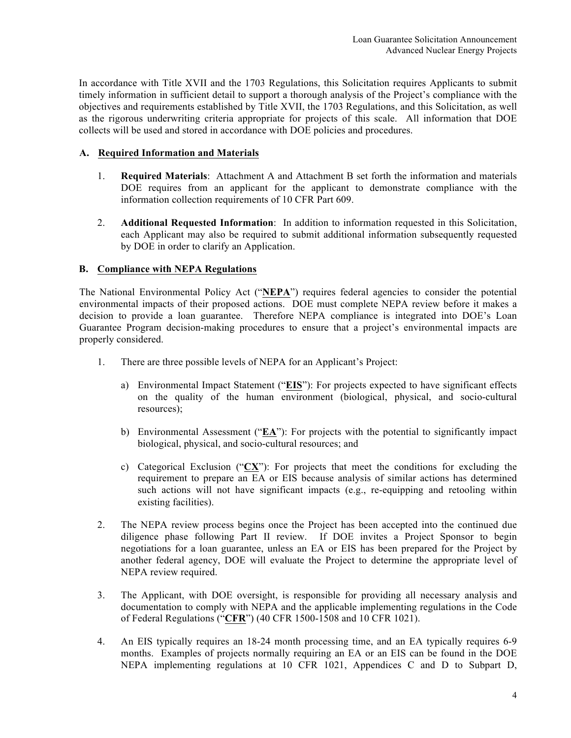In accordance with Title XVII and the 1703 Regulations, this Solicitation requires Applicants to submit timely information in sufficient detail to support a thorough analysis of the Project's compliance with the objectives and requirements established by Title XVII, the 1703 Regulations, and this Solicitation, as well as the rigorous underwriting criteria appropriate for projects of this scale. All information that DOE collects will be used and stored in accordance with DOE policies and procedures.

### A. Required Information and Materials

1. **Required Materials**: Attachment A and Attachment B set forth the information and materials DOE requires from an applicant for the applicant to demonstrate compliance with the information collection requirements of 10 CFR Part 609.

2. **Additional Requested Information**: In addition to information requested in this Solicitation, each Applicant may also be required to submit additional information subsequently requested by DOE in order to clarify an Application.

### B. Compliance with NEPA Regulations

The National Environmental Policy Act ("**NEPA**") requires federal agencies to consider the potential environmental impacts of their proposed actions. DOE must complete NEPA review before it makes a decision to provide a loan guarantee. Therefore NEPA compliance is integrated into DOE's Loan Guarantee Program decision-making procedures to ensure that a project's environmental impacts are properly considered.

1. There are three possible levels of NEPA for an Applicant's Project:

   a) Environmental Impact Statement ("**EIS**"): For projects expected to have significant effects on the quality of the human environment (biological, physical, and socio-cultural resources);

   b) Environmental Assessment ("**EA**"): For projects with the potential to significantly impact biological, physical, and socio-cultural resources; and

   c) Categorical Exclusion ("**CX**"): For projects that meet the conditions for excluding the requirement to prepare an EA or EIS because analysis of similar actions has determined such actions will not have significant impacts (e.g., re-equipping and retooling within existing facilities).

2. The NEPA review process begins once the Project has been accepted into the continued due diligence phase following Part II review. If DOE invites a Project Sponsor to begin negotiations for a loan guarantee, unless an EA or EIS has been prepared for the Project by another federal agency, DOE will evaluate the Project to determine the appropriate level of NEPA review required.

3. The Applicant, with DOE oversight, is responsible for providing all necessary analysis and documentation to comply with NEPA and the applicable implementing regulations in the Code of Federal Regulations ("**CFR**") (40 CFR 1500-1508 and 10 CFR 1021).

4. An EIS typically requires an 18-24 month processing time, and an EA typically requires 6-9 months. Examples of projects normally requiring an EA or an EIS can be found in the DOE NEPA implementing regulations at 10 CFR 1021, Appendices C and D to Subpart D,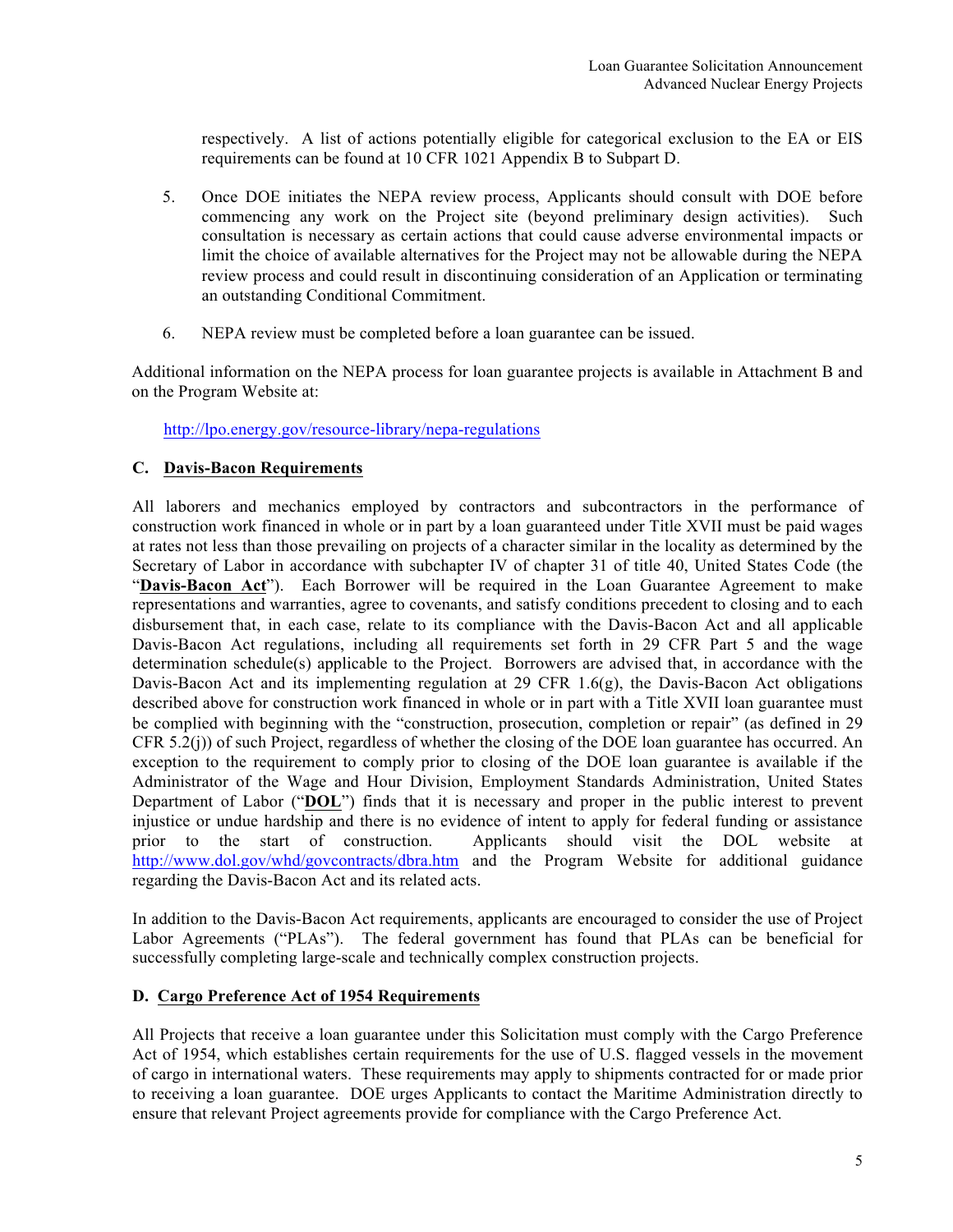respectively. A list of actions potentially eligible for categorical exclusion to the EA or EIS requirements can be found at 10 CFR 1021 Appendix B to Subpart D.

5. Once DOE initiates the NEPA review process, Applicants should consult with DOE before commencing any work on the Project site (beyond preliminary design activities). Such consultation is necessary as certain actions that could cause adverse environmental impacts or limit the choice of available alternatives for the Project may not be allowable during the NEPA review process and could result in discontinuing consideration of an Application or terminating an outstanding Conditional Commitment.

6. NEPA review must be completed before a loan guarantee can be issued.

Additional information on the NEPA process for loan guarantee projects is available in Attachment B and on the Program Website at:

http://lpo.energy.gov/resource-library/nepa-regulations

### C. Davis-Bacon Requirements

All laborers and mechanics employed by contractors and subcontractors in the performance of construction work financed in whole or in part by a loan guaranteed under Title XVII must be paid wages at rates not less than those prevailing on projects of a character similar in the locality as determined by the Secretary of Labor in accordance with subchapter IV of chapter 31 of title 40, United States Code (the "**Davis-Bacon Act**"). Each Borrower will be required in the Loan Guarantee Agreement to make representations and warranties, agree to covenants, and satisfy conditions precedent to closing and to each disbursement that, in each case, relate to its compliance with the Davis-Bacon Act and all applicable Davis-Bacon Act regulations, including all requirements set forth in 29 CFR Part 5 and the wage determination schedule(s) applicable to the Project. Borrowers are advised that, in accordance with the Davis-Bacon Act and its implementing regulation at 29 CFR 1.6(g), the Davis-Bacon Act obligations described above for construction work financed in whole or in part with a Title XVII loan guarantee must be complied with beginning with the "construction, prosecution, completion or repair" (as defined in 29 CFR 5.2(j)) of such Project, regardless of whether the closing of the DOE loan guarantee has occurred. An exception to the requirement to comply prior to closing of the DOE loan guarantee is available if the Administrator of the Wage and Hour Division, Employment Standards Administration, United States Department of Labor ("**DOL**") finds that it is necessary and proper in the public interest to prevent injustice or undue hardship and there is no evidence of intent to apply for federal funding or assistance prior to the start of construction. Applicants should visit the DOL website at http://www.dol.gov/whd/govcontracts/dbra.htm and the Program Website for additional guidance regarding the Davis-Bacon Act and its related acts.

In addition to the Davis-Bacon Act requirements, applicants are encouraged to consider the use of Project Labor Agreements ("PLAs"). The federal government has found that PLAs can be beneficial for successfully completing large-scale and technically complex construction projects.

### D. Cargo Preference Act of 1954 Requirements

All Projects that receive a loan guarantee under this Solicitation must comply with the Cargo Preference Act of 1954, which establishes certain requirements for the use of U.S. flagged vessels in the movement of cargo in international waters. These requirements may apply to shipments contracted for or made prior to receiving a loan guarantee. DOE urges Applicants to contact the Maritime Administration directly to ensure that relevant Project agreements provide for compliance with the Cargo Preference Act.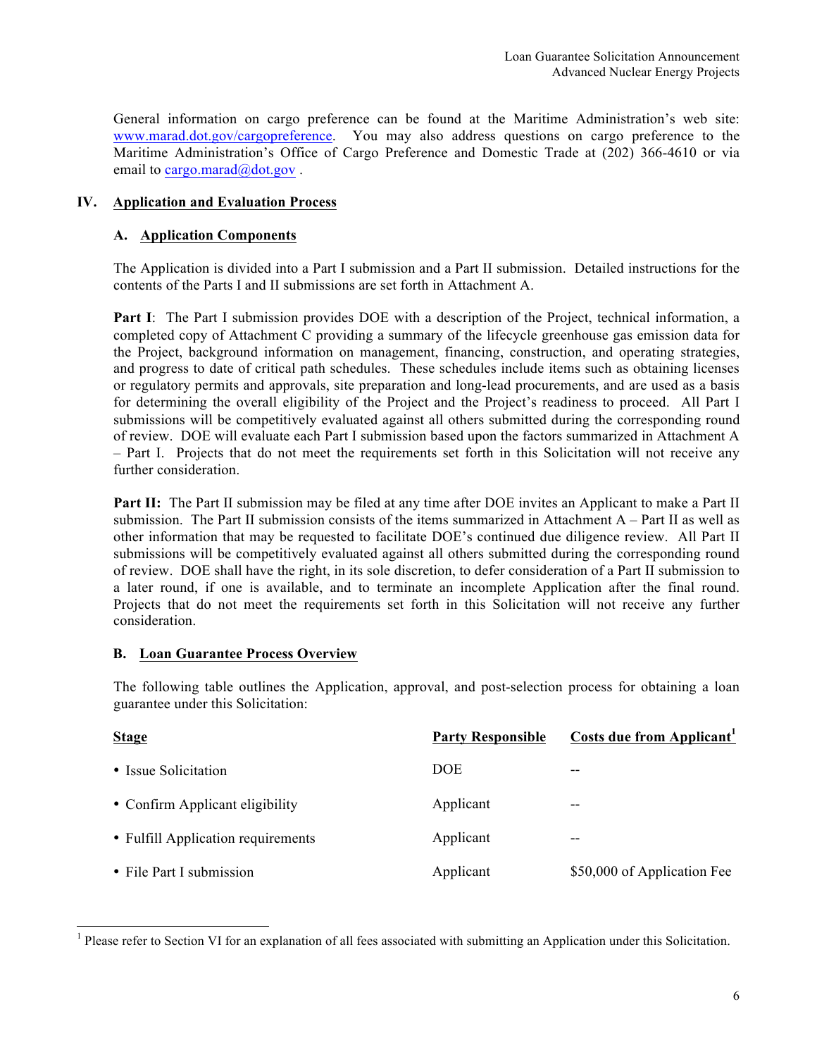General information on cargo preference can be found at the Maritime Administration's web site: www.marad.dot.gov/cargopreference. You may also address questions on cargo preference to the Maritime Administration's Office of Cargo Preference and Domestic Trade at (202) 366-4610 or via email to cargo.marad@dot.gov .

## IV. Application and Evaluation Process

### A. Application Components

The Application is divided into a Part I submission and a Part II submission. Detailed instructions for the contents of the Parts I and II submissions are set forth in Attachment A.

**Part I**: The Part I submission provides DOE with a description of the Project, technical information, a completed copy of Attachment C providing a summary of the lifecycle greenhouse gas emission data for the Project, background information on management, financing, construction, and operating strategies, and progress to date of critical path schedules. These schedules include items such as obtaining licenses or regulatory permits and approvals, site preparation and long-lead procurements, and are used as a basis for determining the overall eligibility of the Project and the Project's readiness to proceed. All Part I submissions will be competitively evaluated against all others submitted during the corresponding round of review. DOE will evaluate each Part I submission based upon the factors summarized in Attachment A – Part I. Projects that do not meet the requirements set forth in this Solicitation will not receive any further consideration.

**Part II:** The Part II submission may be filed at any time after DOE invites an Applicant to make a Part II submission. The Part II submission consists of the items summarized in Attachment A – Part II as well as other information that may be requested to facilitate DOE's continued due diligence review. All Part II submissions will be competitively evaluated against all others submitted during the corresponding round of review. DOE shall have the right, in its sole discretion, to defer consideration of a Part II submission to a later round, if one is available, and to terminate an incomplete Application after the final round. Projects that do not meet the requirements set forth in this Solicitation will not receive any further consideration.

### B. Loan Guarantee Process Overview

The following table outlines the Application, approval, and post-selection process for obtaining a loan guarantee under this Solicitation:

| Stage | Party Responsible | Costs due from Applicant[1] |
|---|---|---|
| • Issue Solicitation | DOE | -- |
| • Confirm Applicant eligibility | Applicant | -- |
| • Fulfill Application requirements | Applicant | -- |
| • File Part I submission | Applicant | $50,000 of Application Fee |

[1] Please refer to Section VI for an explanation of all fees associated with submitting an Application under this Solicitation.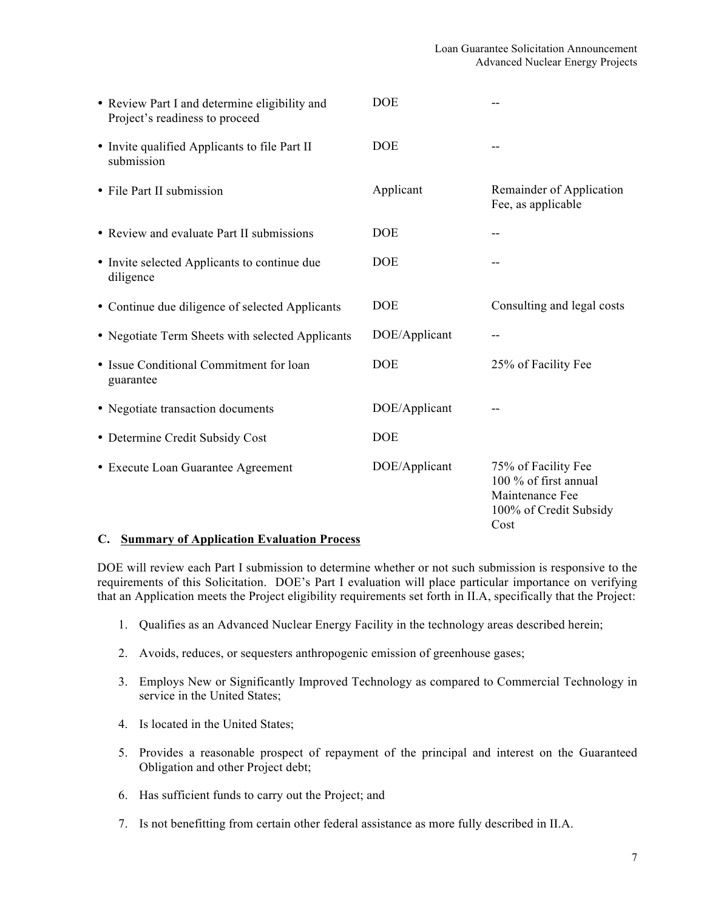| | | |
|---|---|---|
| • Review Part I and determine eligibility and Project's readiness to proceed | DOE | -- |
| • Invite qualified Applicants to file Part II submission | DOE | -- |
| • File Part II submission | Applicant | Remainder of Application Fee, as applicable |
| • Review and evaluate Part II submissions | DOE | -- |
| • Invite selected Applicants to continue due diligence | DOE | -- |
| • Continue due diligence of selected Applicants | DOE | Consulting and legal costs |
| • Negotiate Term Sheets with selected Applicants | DOE/Applicant | -- |
| • Issue Conditional Commitment for loan guarantee | DOE | 25% of Facility Fee |
| • Negotiate transaction documents | DOE/Applicant | -- |
| • Determine Credit Subsidy Cost | DOE | |
| • Execute Loan Guarantee Agreement | DOE/Applicant | 75% of Facility Fee<br>100 % of first annual Maintenance Fee<br>100% of Credit Subsidy Cost |

### C. Summary of Application Evaluation Process

DOE will review each Part I submission to determine whether or not such submission is responsive to the requirements of this Solicitation. DOE's Part I evaluation will place particular importance on verifying that an Application meets the Project eligibility requirements set forth in II.A, specifically that the Project:

1. Qualifies as an Advanced Nuclear Energy Facility in the technology areas described herein;
2. Avoids, reduces, or sequesters anthropogenic emission of greenhouse gases;
3. Employs New or Significantly Improved Technology as compared to Commercial Technology in service in the United States;
4. Is located in the United States;
5. Provides a reasonable prospect of repayment of the principal and interest on the Guaranteed Obligation and other Project debt;
6. Has sufficient funds to carry out the Project; and
7. Is not benefitting from certain other federal assistance as more fully described in II.A.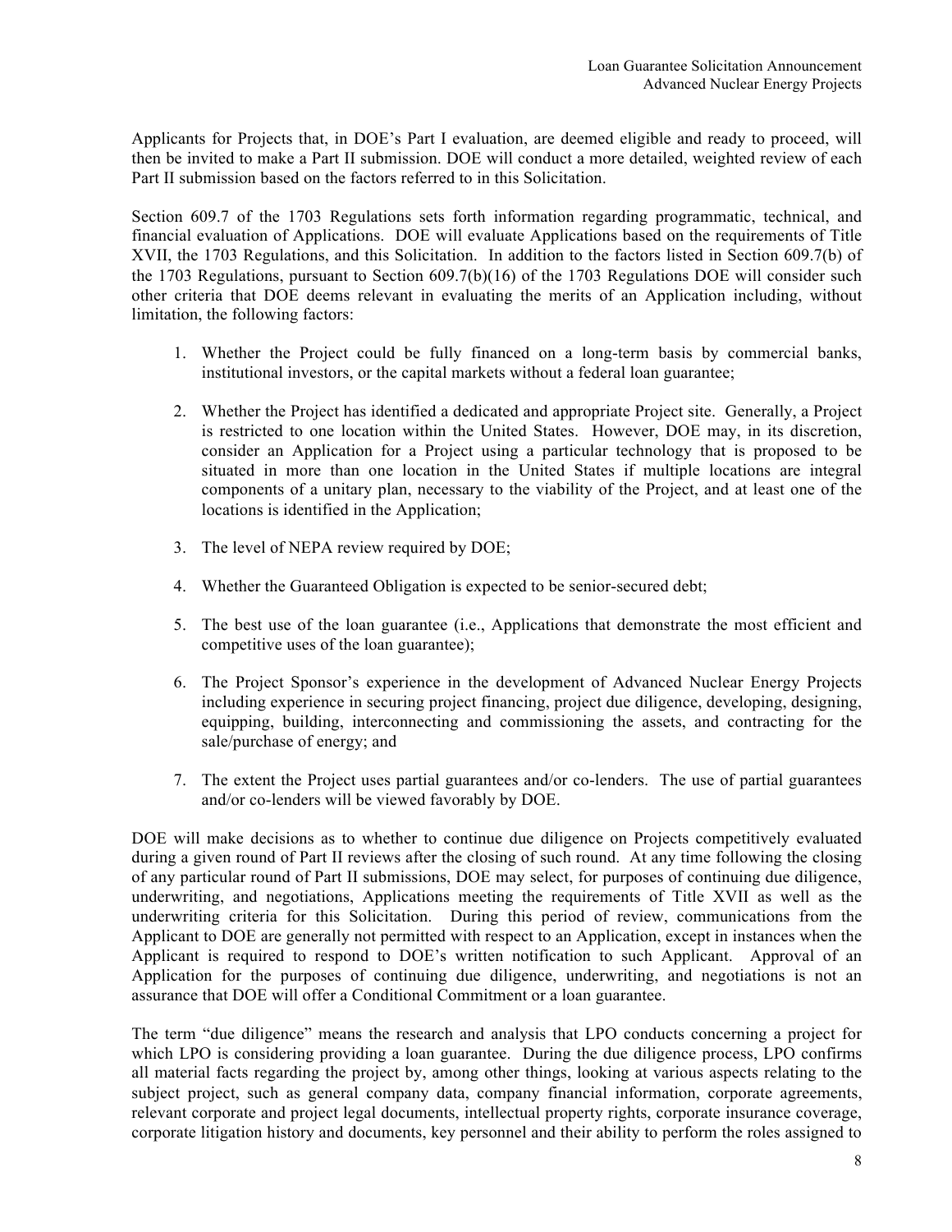Applicants for Projects that, in DOE's Part I evaluation, are deemed eligible and ready to proceed, will then be invited to make a Part II submission. DOE will conduct a more detailed, weighted review of each Part II submission based on the factors referred to in this Solicitation.

Section 609.7 of the 1703 Regulations sets forth information regarding programmatic, technical, and financial evaluation of Applications. DOE will evaluate Applications based on the requirements of Title XVII, the 1703 Regulations, and this Solicitation. In addition to the factors listed in Section 609.7(b) of the 1703 Regulations, pursuant to Section 609.7(b)(16) of the 1703 Regulations DOE will consider such other criteria that DOE deems relevant in evaluating the merits of an Application including, without limitation, the following factors:

1. Whether the Project could be fully financed on a long-term basis by commercial banks, institutional investors, or the capital markets without a federal loan guarantee;
2. Whether the Project has identified a dedicated and appropriate Project site. Generally, a Project is restricted to one location within the United States. However, DOE may, in its discretion, consider an Application for a Project using a particular technology that is proposed to be situated in more than one location in the United States if multiple locations are integral components of a unitary plan, necessary to the viability of the Project, and at least one of the locations is identified in the Application;
3. The level of NEPA review required by DOE;
4. Whether the Guaranteed Obligation is expected to be senior-secured debt;
5. The best use of the loan guarantee (i.e., Applications that demonstrate the most efficient and competitive uses of the loan guarantee);
6. The Project Sponsor's experience in the development of Advanced Nuclear Energy Projects including experience in securing project financing, project due diligence, developing, designing, equipping, building, interconnecting and commissioning the assets, and contracting for the sale/purchase of energy; and
7. The extent the Project uses partial guarantees and/or co-lenders. The use of partial guarantees and/or co-lenders will be viewed favorably by DOE.

DOE will make decisions as to whether to continue due diligence on Projects competitively evaluated during a given round of Part II reviews after the closing of such round. At any time following the closing of any particular round of Part II submissions, DOE may select, for purposes of continuing due diligence, underwriting, and negotiations, Applications meeting the requirements of Title XVII as well as the underwriting criteria for this Solicitation. During this period of review, communications from the Applicant to DOE are generally not permitted with respect to an Application, except in instances when the Applicant is required to respond to DOE's written notification to such Applicant. Approval of an Application for the purposes of continuing due diligence, underwriting, and negotiations is not an assurance that DOE will offer a Conditional Commitment or a loan guarantee.

The term "due diligence" means the research and analysis that LPO conducts concerning a project for which LPO is considering providing a loan guarantee. During the due diligence process, LPO confirms all material facts regarding the project by, among other things, looking at various aspects relating to the subject project, such as general company data, company financial information, corporate agreements, relevant corporate and project legal documents, intellectual property rights, corporate insurance coverage, corporate litigation history and documents, key personnel and their ability to perform the roles assigned to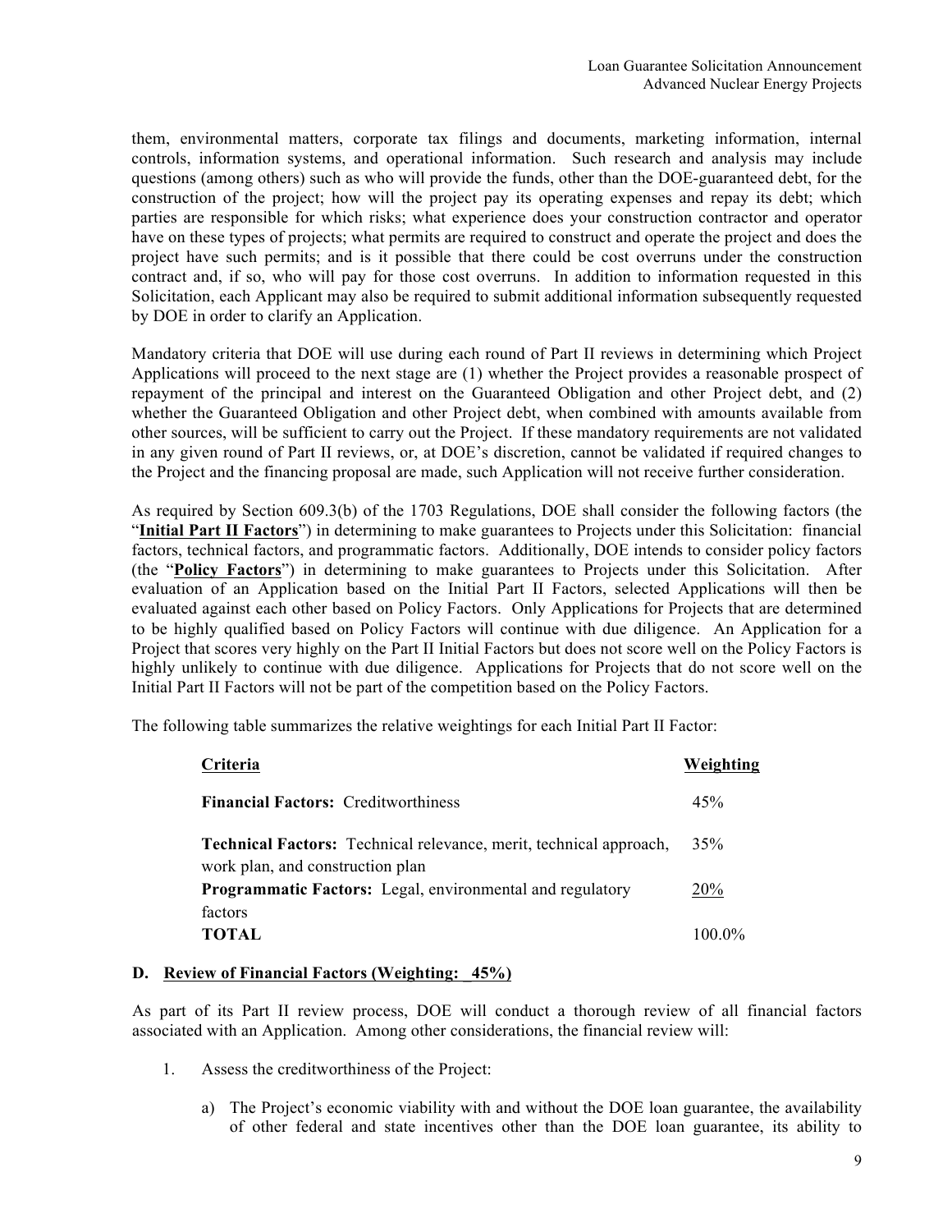them, environmental matters, corporate tax filings and documents, marketing information, internal controls, information systems, and operational information. Such research and analysis may include questions (among others) such as who will provide the funds, other than the DOE-guaranteed debt, for the construction of the project; how will the project pay its operating expenses and repay its debt; which parties are responsible for which risks; what experience does your construction contractor and operator have on these types of projects; what permits are required to construct and operate the project and does the project have such permits; and is it possible that there could be cost overruns under the construction contract and, if so, who will pay for those cost overruns. In addition to information requested in this Solicitation, each Applicant may also be required to submit additional information subsequently requested by DOE in order to clarify an Application.

Mandatory criteria that DOE will use during each round of Part II reviews in determining which Project Applications will proceed to the next stage are (1) whether the Project provides a reasonable prospect of repayment of the principal and interest on the Guaranteed Obligation and other Project debt, and (2) whether the Guaranteed Obligation and other Project debt, when combined with amounts available from other sources, will be sufficient to carry out the Project. If these mandatory requirements are not validated in any given round of Part II reviews, or, at DOE's discretion, cannot be validated if required changes to the Project and the financing proposal are made, such Application will not receive further consideration.

As required by Section 609.3(b) of the 1703 Regulations, DOE shall consider the following factors (the "**Initial Part II Factors**") in determining to make guarantees to Projects under this Solicitation: financial factors, technical factors, and programmatic factors. Additionally, DOE intends to consider policy factors (the "**Policy Factors**") in determining to make guarantees to Projects under this Solicitation. After evaluation of an Application based on the Initial Part II Factors, selected Applications will then be evaluated against each other based on Policy Factors. Only Applications for Projects that are determined to be highly qualified based on Policy Factors will continue with due diligence. An Application for a Project that scores very highly on the Part II Initial Factors but does not score well on the Policy Factors is highly unlikely to continue with due diligence. Applications for Projects that do not score well on the Initial Part II Factors will not be part of the competition based on the Policy Factors.

The following table summarizes the relative weightings for each Initial Part II Factor:

| Criteria | Weighting |
|---|---|
| **Financial Factors:** Creditworthiness | 45% |
| **Technical Factors:** Technical relevance, merit, technical approach, work plan, and construction plan | 35% |
| **Programmatic Factors:** Legal, environmental and regulatory factors | 20% |
| **TOTAL** | 100.0% |

### D. Review of Financial Factors (Weighting: 45%)

As part of its Part II review process, DOE will conduct a thorough review of all financial factors associated with an Application. Among other considerations, the financial review will:

1. Assess the creditworthiness of the Project:

   a) The Project's economic viability with and without the DOE loan guarantee, the availability of other federal and state incentives other than the DOE loan guarantee, its ability to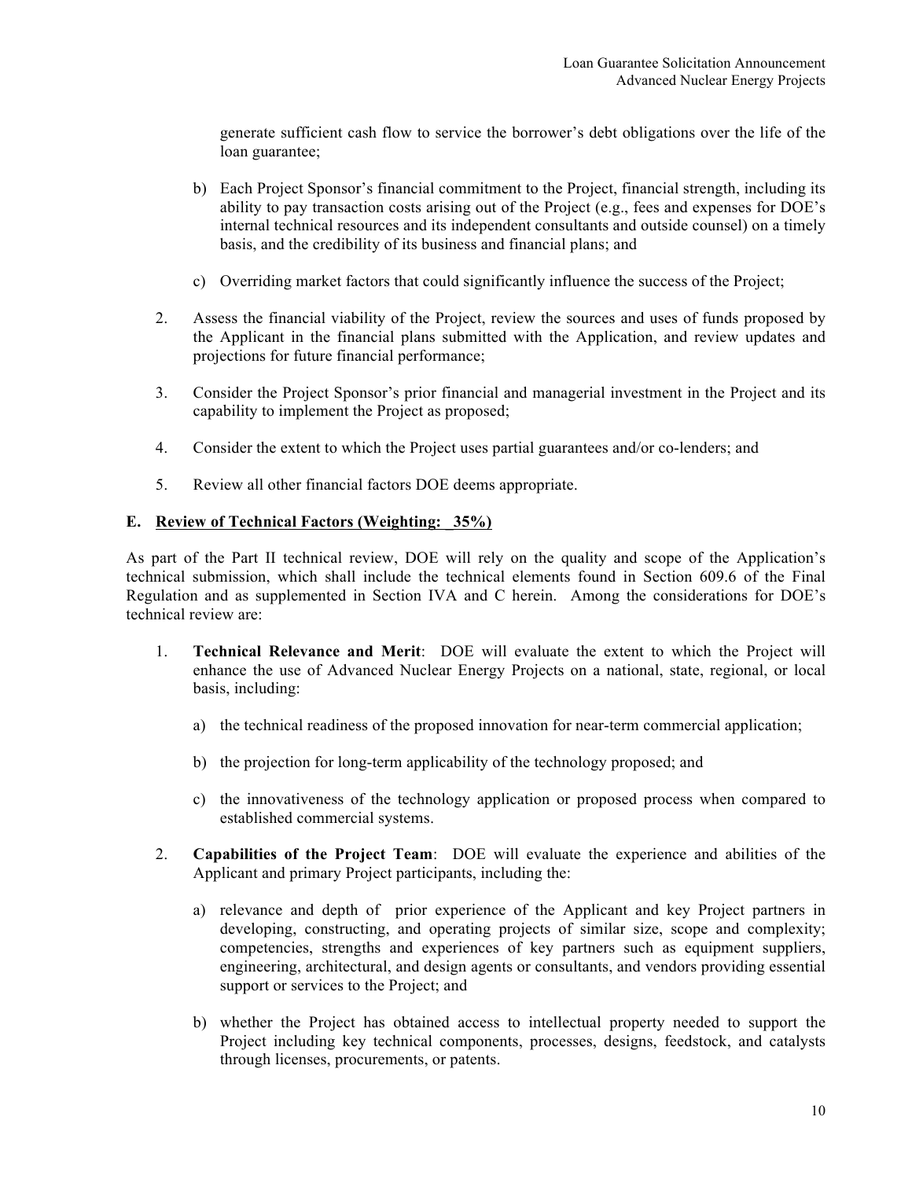generate sufficient cash flow to service the borrower's debt obligations over the life of the loan guarantee;

b) Each Project Sponsor's financial commitment to the Project, financial strength, including its ability to pay transaction costs arising out of the Project (e.g., fees and expenses for DOE's internal technical resources and its independent consultants and outside counsel) on a timely basis, and the credibility of its business and financial plans; and

c) Overriding market factors that could significantly influence the success of the Project;

2. Assess the financial viability of the Project, review the sources and uses of funds proposed by the Applicant in the financial plans submitted with the Application, and review updates and projections for future financial performance;

3. Consider the Project Sponsor's prior financial and managerial investment in the Project and its capability to implement the Project as proposed;

4. Consider the extent to which the Project uses partial guarantees and/or co-lenders; and

5. Review all other financial factors DOE deems appropriate.

### E. Review of Technical Factors (Weighting: _35%)

As part of the Part II technical review, DOE will rely on the quality and scope of the Application's technical submission, which shall include the technical elements found in Section 609.6 of the Final Regulation and as supplemented in Section IVA and C herein. Among the considerations for DOE's technical review are:

1. **Technical Relevance and Merit**: DOE will evaluate the extent to which the Project will enhance the use of Advanced Nuclear Energy Projects on a national, state, regional, or local basis, including:

   a) the technical readiness of the proposed innovation for near-term commercial application;

   b) the projection for long-term applicability of the technology proposed; and

   c) the innovativeness of the technology application or proposed process when compared to established commercial systems.

2. **Capabilities of the Project Team**: DOE will evaluate the experience and abilities of the Applicant and primary Project participants, including the:

   a) relevance and depth of prior experience of the Applicant and key Project partners in developing, constructing, and operating projects of similar size, scope and complexity; competencies, strengths and experiences of key partners such as equipment suppliers, engineering, architectural, and design agents or consultants, and vendors providing essential support or services to the Project; and

   b) whether the Project has obtained access to intellectual property needed to support the Project including key technical components, processes, designs, feedstock, and catalysts through licenses, procurements, or patents.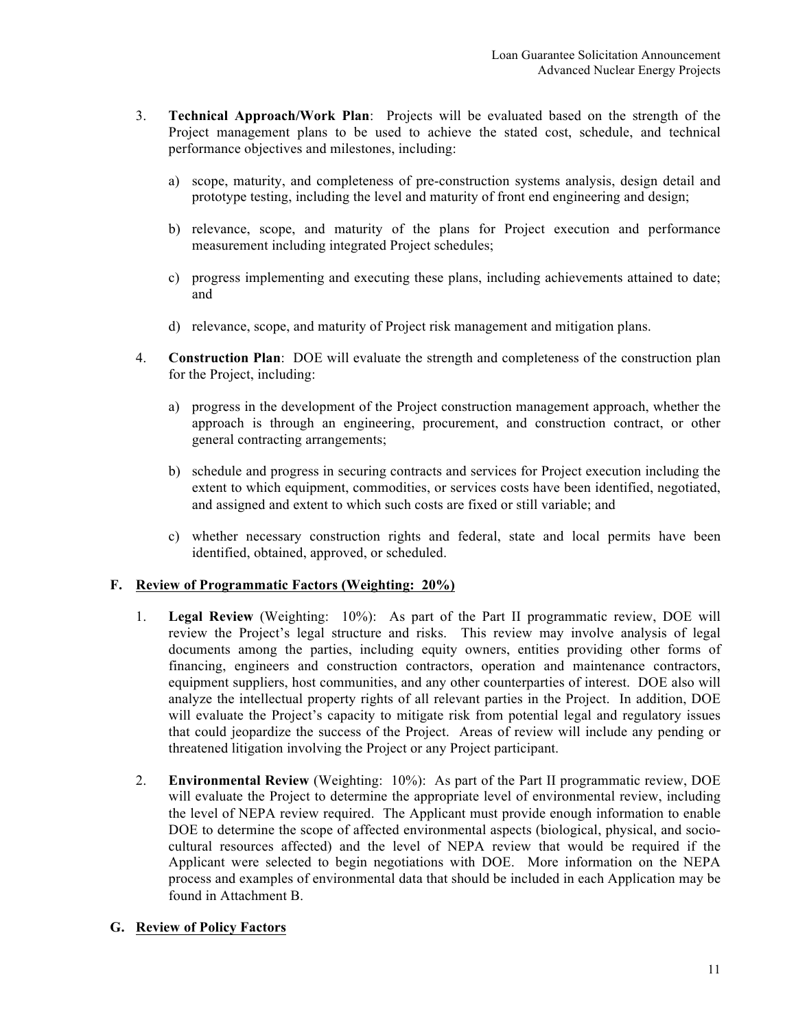3. **Technical Approach/Work Plan**: Projects will be evaluated based on the strength of the Project management plans to be used to achieve the stated cost, schedule, and technical performance objectives and milestones, including:

   a) scope, maturity, and completeness of pre-construction systems analysis, design detail and prototype testing, including the level and maturity of front end engineering and design;

   b) relevance, scope, and maturity of the plans for Project execution and performance measurement including integrated Project schedules;

   c) progress implementing and executing these plans, including achievements attained to date; and

   d) relevance, scope, and maturity of Project risk management and mitigation plans.

4. **Construction Plan**: DOE will evaluate the strength and completeness of the construction plan for the Project, including:

   a) progress in the development of the Project construction management approach, whether the approach is through an engineering, procurement, and construction contract, or other general contracting arrangements;

   b) schedule and progress in securing contracts and services for Project execution including the extent to which equipment, commodities, or services costs have been identified, negotiated, and assigned and extent to which such costs are fixed or still variable; and

   c) whether necessary construction rights and federal, state and local permits have been identified, obtained, approved, or scheduled.

## F. Review of Programmatic Factors (Weighting: 20%)

1. **Legal Review** (Weighting: 10%): As part of the Part II programmatic review, DOE will review the Project's legal structure and risks. This review may involve analysis of legal documents among the parties, including equity owners, entities providing other forms of financing, engineers and construction contractors, operation and maintenance contractors, equipment suppliers, host communities, and any other counterparties of interest. DOE also will analyze the intellectual property rights of all relevant parties in the Project. In addition, DOE will evaluate the Project's capacity to mitigate risk from potential legal and regulatory issues that could jeopardize the success of the Project. Areas of review will include any pending or threatened litigation involving the Project or any Project participant.

2. **Environmental Review** (Weighting: 10%): As part of the Part II programmatic review, DOE will evaluate the Project to determine the appropriate level of environmental review, including the level of NEPA review required. The Applicant must provide enough information to enable DOE to determine the scope of affected environmental aspects (biological, physical, and socio-cultural resources affected) and the level of NEPA review that would be required if the Applicant were selected to begin negotiations with DOE. More information on the NEPA process and examples of environmental data that should be included in each Application may be found in Attachment B.

## G. Review of Policy Factors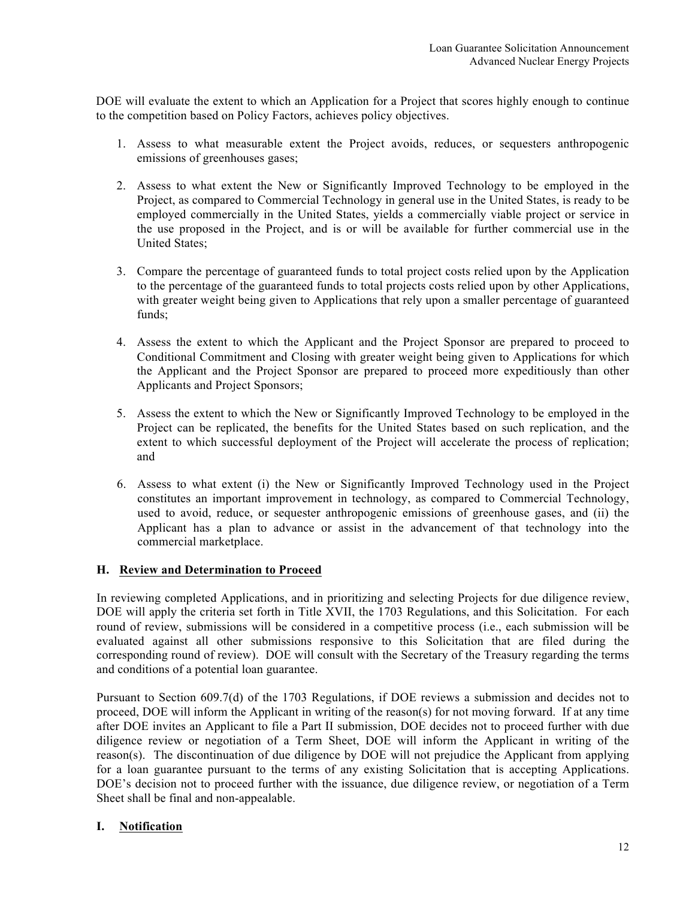DOE will evaluate the extent to which an Application for a Project that scores highly enough to continue to the competition based on Policy Factors, achieves policy objectives.

1. Assess to what measurable extent the Project avoids, reduces, or sequesters anthropogenic emissions of greenhouses gases;

2. Assess to what extent the New or Significantly Improved Technology to be employed in the Project, as compared to Commercial Technology in general use in the United States, is ready to be employed commercially in the United States, yields a commercially viable project or service in the use proposed in the Project, and is or will be available for further commercial use in the United States;

3. Compare the percentage of guaranteed funds to total project costs relied upon by the Application to the percentage of the guaranteed funds to total projects costs relied upon by other Applications, with greater weight being given to Applications that rely upon a smaller percentage of guaranteed funds;

4. Assess the extent to which the Applicant and the Project Sponsor are prepared to proceed to Conditional Commitment and Closing with greater weight being given to Applications for which the Applicant and the Project Sponsor are prepared to proceed more expeditiously than other Applicants and Project Sponsors;

5. Assess the extent to which the New or Significantly Improved Technology to be employed in the Project can be replicated, the benefits for the United States based on such replication, and the extent to which successful deployment of the Project will accelerate the process of replication; and

6. Assess to what extent (i) the New or Significantly Improved Technology used in the Project constitutes an important improvement in technology, as compared to Commercial Technology, used to avoid, reduce, or sequester anthropogenic emissions of greenhouse gases, and (ii) the Applicant has a plan to advance or assist in the advancement of that technology into the commercial marketplace.

### H. Review and Determination to Proceed

In reviewing completed Applications, and in prioritizing and selecting Projects for due diligence review, DOE will apply the criteria set forth in Title XVII, the 1703 Regulations, and this Solicitation. For each round of review, submissions will be considered in a competitive process (i.e., each submission will be evaluated against all other submissions responsive to this Solicitation that are filed during the corresponding round of review). DOE will consult with the Secretary of the Treasury regarding the terms and conditions of a potential loan guarantee.

Pursuant to Section 609.7(d) of the 1703 Regulations, if DOE reviews a submission and decides not to proceed, DOE will inform the Applicant in writing of the reason(s) for not moving forward. If at any time after DOE invites an Applicant to file a Part II submission, DOE decides not to proceed further with due diligence review or negotiation of a Term Sheet, DOE will inform the Applicant in writing of the reason(s). The discontinuation of due diligence by DOE will not prejudice the Applicant from applying for a loan guarantee pursuant to the terms of any existing Solicitation that is accepting Applications. DOE's decision not to proceed further with the issuance, due diligence review, or negotiation of a Term Sheet shall be final and non-appealable.

### I. Notification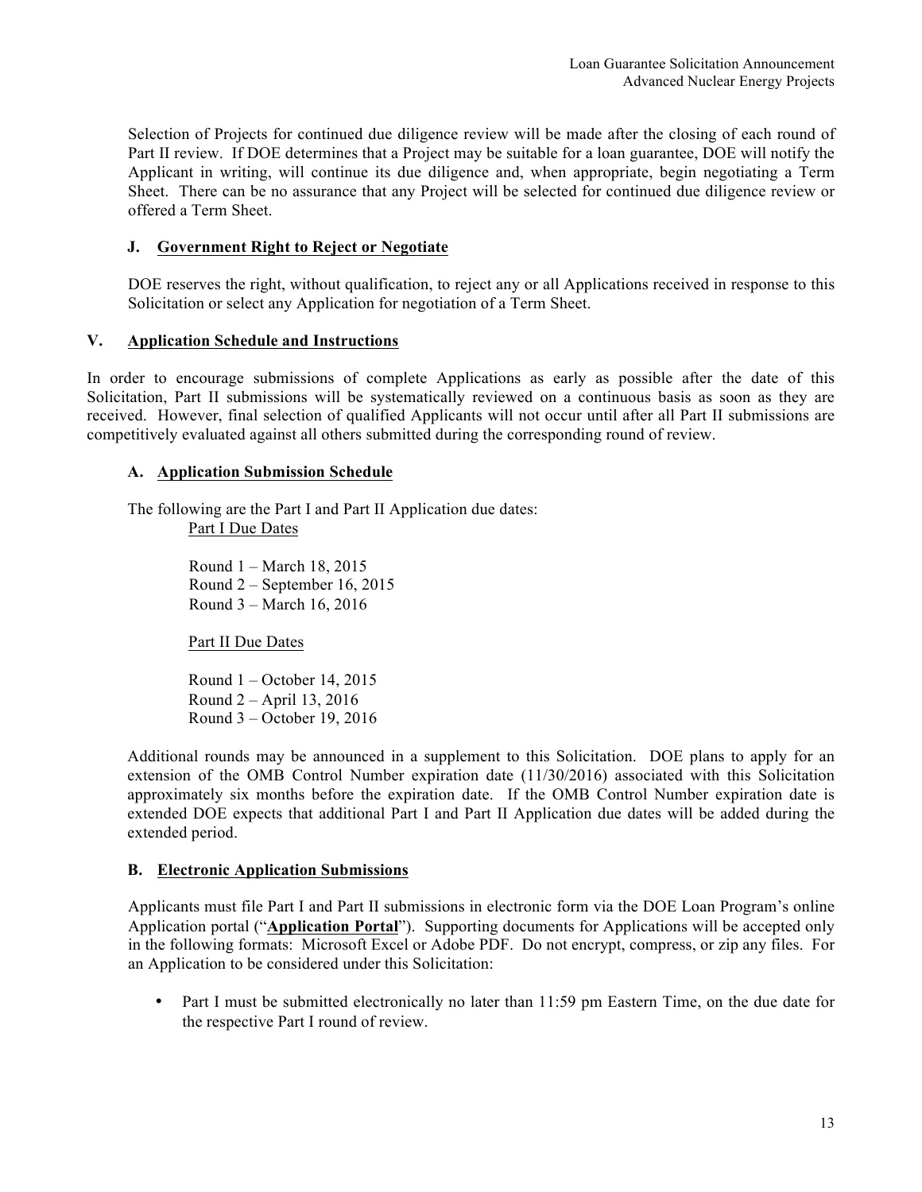Selection of Projects for continued due diligence review will be made after the closing of each round of Part II review. If DOE determines that a Project may be suitable for a loan guarantee, DOE will notify the Applicant in writing, will continue its due diligence and, when appropriate, begin negotiating a Term Sheet. There can be no assurance that any Project will be selected for continued due diligence review or offered a Term Sheet.

### J. Government Right to Reject or Negotiate

DOE reserves the right, without qualification, to reject any or all Applications received in response to this Solicitation or select any Application for negotiation of a Term Sheet.

## V. Application Schedule and Instructions

In order to encourage submissions of complete Applications as early as possible after the date of this Solicitation, Part II submissions will be systematically reviewed on a continuous basis as soon as they are received. However, final selection of qualified Applicants will not occur until after all Part II submissions are competitively evaluated against all others submitted during the corresponding round of review.

### A. Application Submission Schedule

The following are the Part I and Part II Application due dates:

Part I Due Dates

Round 1 – March 18, 2015
Round 2 – September 16, 2015
Round 3 – March 16, 2016

Part II Due Dates

Round 1 – October 14, 2015
Round 2 – April 13, 2016
Round 3 – October 19, 2016

Additional rounds may be announced in a supplement to this Solicitation. DOE plans to apply for an extension of the OMB Control Number expiration date (11/30/2016) associated with this Solicitation approximately six months before the expiration date. If the OMB Control Number expiration date is extended DOE expects that additional Part I and Part II Application due dates will be added during the extended period.

### B. Electronic Application Submissions

Applicants must file Part I and Part II submissions in electronic form via the DOE Loan Program's online Application portal ("**Application Portal**"). Supporting documents for Applications will be accepted only in the following formats: Microsoft Excel or Adobe PDF. Do not encrypt, compress, or zip any files. For an Application to be considered under this Solicitation:

- Part I must be submitted electronically no later than 11:59 pm Eastern Time, on the due date for the respective Part I round of review.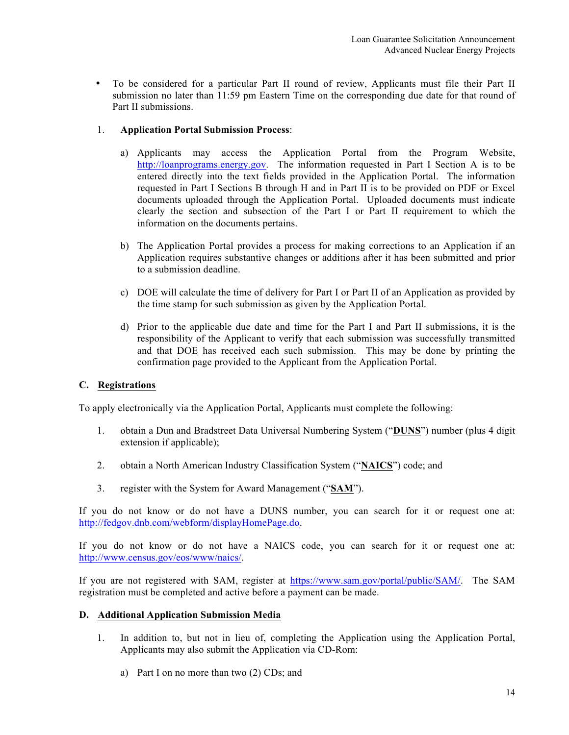- To be considered for a particular Part II round of review, Applicants must file their Part II submission no later than 11:59 pm Eastern Time on the corresponding due date for that round of Part II submissions.

1. **Application Portal Submission Process**:

   a) Applicants may access the Application Portal from the Program Website, http://loanprograms.energy.gov. The information requested in Part I Section A is to be entered directly into the text fields provided in the Application Portal. The information requested in Part I Sections B through H and in Part II is to be provided on PDF or Excel documents uploaded through the Application Portal. Uploaded documents must indicate clearly the section and subsection of the Part I or Part II requirement to which the information on the documents pertains.

   b) The Application Portal provides a process for making corrections to an Application if an Application requires substantive changes or additions after it has been submitted and prior to a submission deadline.

   c) DOE will calculate the time of delivery for Part I or Part II of an Application as provided by the time stamp for such submission as given by the Application Portal.

   d) Prior to the applicable due date and time for the Part I and Part II submissions, it is the responsibility of the Applicant to verify that each submission was successfully transmitted and that DOE has received each such submission. This may be done by printing the confirmation page provided to the Applicant from the Application Portal.

## C. Registrations

To apply electronically via the Application Portal, Applicants must complete the following:

1. obtain a Dun and Bradstreet Data Universal Numbering System ("**DUNS**") number (plus 4 digit extension if applicable);

2. obtain a North American Industry Classification System ("**NAICS**") code; and

3. register with the System for Award Management ("**SAM**").

If you do not know or do not have a DUNS number, you can search for it or request one at: http://fedgov.dnb.com/webform/displayHomePage.do.

If you do not know or do not have a NAICS code, you can search for it or request one at: http://www.census.gov/eos/www/naics/.

If you are not registered with SAM, register at https://www.sam.gov/portal/public/SAM/. The SAM registration must be completed and active before a payment can be made.

## D. Additional Application Submission Media

1. In addition to, but not in lieu of, completing the Application using the Application Portal, Applicants may also submit the Application via CD-Rom:

   a) Part I on no more than two (2) CDs; and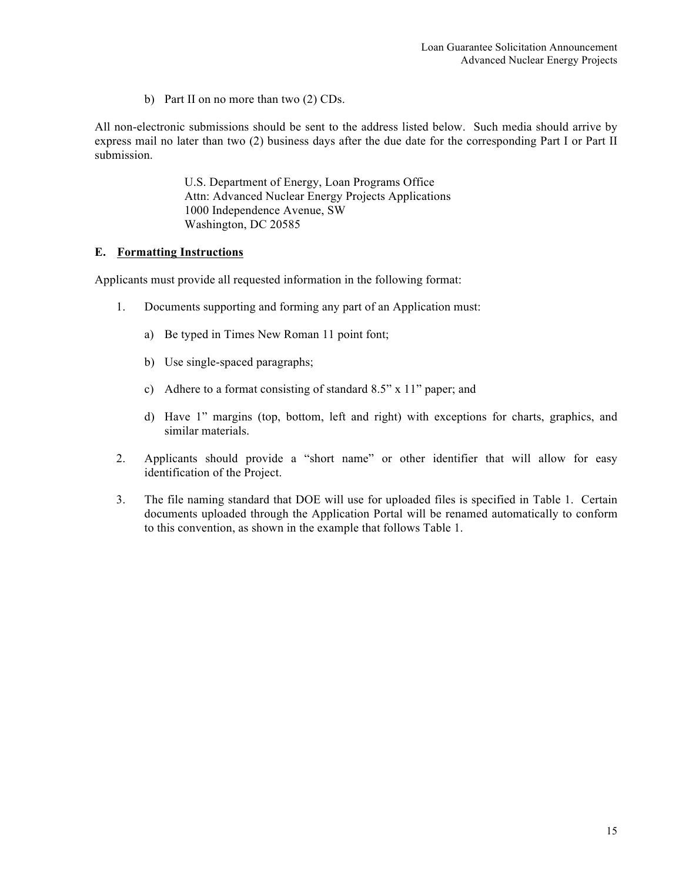b) Part II on no more than two (2) CDs.

All non-electronic submissions should be sent to the address listed below. Such media should arrive by express mail no later than two (2) business days after the due date for the corresponding Part I or Part II submission.

> U.S. Department of Energy, Loan Programs Office
> Attn: Advanced Nuclear Energy Projects Applications
> 1000 Independence Avenue, SW
> Washington, DC 20585

### E. Formatting Instructions

Applicants must provide all requested information in the following format:

1. Documents supporting and forming any part of an Application must:

   a) Be typed in Times New Roman 11 point font;

   b) Use single-spaced paragraphs;

   c) Adhere to a format consisting of standard 8.5" x 11" paper; and

   d) Have 1" margins (top, bottom, left and right) with exceptions for charts, graphics, and similar materials.

2. Applicants should provide a "short name" or other identifier that will allow for easy identification of the Project.

3. The file naming standard that DOE will use for uploaded files is specified in Table 1. Certain documents uploaded through the Application Portal will be renamed automatically to conform to this convention, as shown in the example that follows Table 1.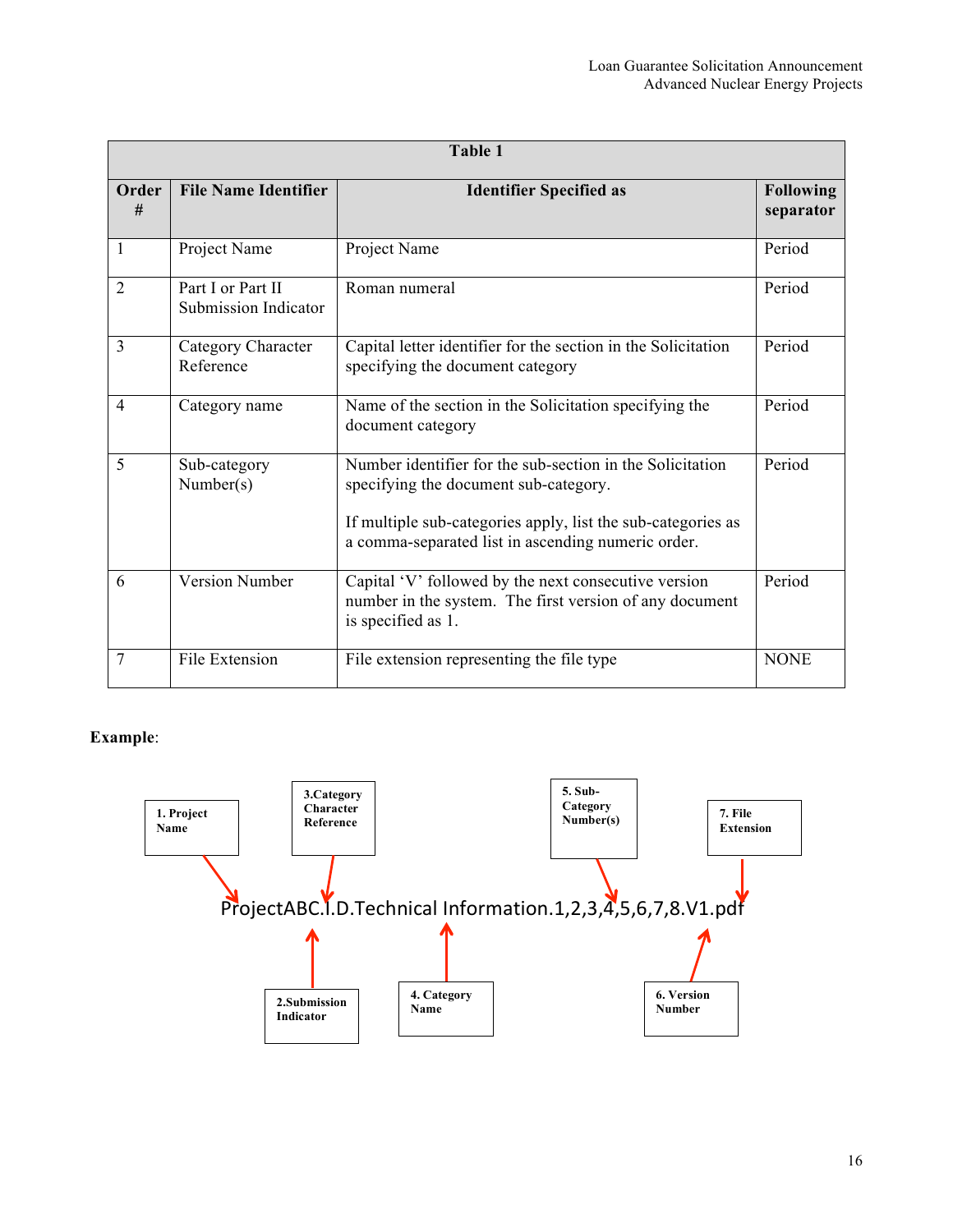| Table 1 | | | |
|---|---|---|---|
| **Order #** | **File Name Identifier** | **Identifier Specified as** | **Following separator** |
| 1 | Project Name | Project Name | Period |
| 2 | Part I or Part II Submission Indicator | Roman numeral | Period |
| 3 | Category Character Reference | Capital letter identifier for the section in the Solicitation specifying the document category | Period |
| 4 | Category name | Name of the section in the Solicitation specifying the document category | Period |
| 5 | Sub-category Number(s) | Number identifier for the sub-section in the Solicitation specifying the document sub-category.<br><br>If multiple sub-categories apply, list the sub-categories as a comma-separated list in ascending numeric order. | Period |
| 6 | Version Number | Capital 'V' followed by the next consecutive version number in the system. The first version of any document is specified as 1. | Period |
| 7 | File Extension | File extension representing the file type | NONE |

**Example**:

ProjectABC.I.D.Technical Information.1,2,3,4,5,6,7,8.V1.pdf

- 1. Project Name
- 2. Submission Indicator
- 3. Category Character Reference
- 4. Category Name
- 5. Sub-Category Number(s)
- 6. Version Number
- 7. File Extension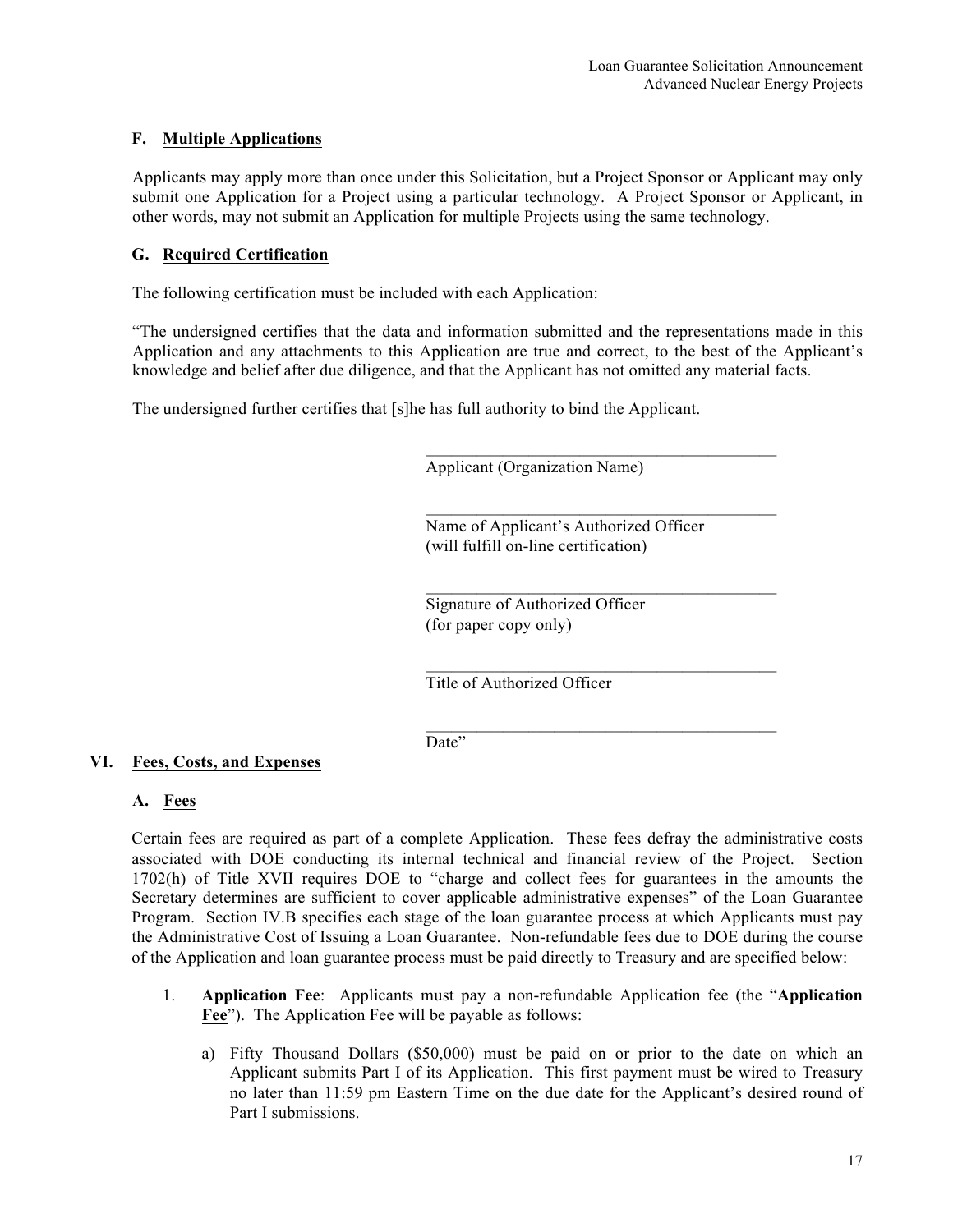### F. Multiple Applications

Applicants may apply more than once under this Solicitation, but a Project Sponsor or Applicant may only submit one Application for a Project using a particular technology. A Project Sponsor or Applicant, in other words, may not submit an Application for multiple Projects using the same technology.

### G. Required Certification

The following certification must be included with each Application:

"The undersigned certifies that the data and information submitted and the representations made in this Application and any attachments to this Application are true and correct, to the best of the Applicant's knowledge and belief after due diligence, and that the Applicant has not omitted any material facts.

The undersigned further certifies that [s]he has full authority to bind the Applicant.

\_\_\_\_\_\_\_\_\_\_\_\_\_\_\_\_\_\_\_\_\_\_\_\_\_\_\_\_\_\_\_\_\_\_\_\_\_\_\_\_
Applicant (Organization Name)

\_\_\_\_\_\_\_\_\_\_\_\_\_\_\_\_\_\_\_\_\_\_\_\_\_\_\_\_\_\_\_\_\_\_\_\_\_\_\_\_
Name of Applicant's Authorized Officer
(will fulfill on-line certification)

\_\_\_\_\_\_\_\_\_\_\_\_\_\_\_\_\_\_\_\_\_\_\_\_\_\_\_\_\_\_\_\_\_\_\_\_\_\_\_\_
Signature of Authorized Officer
(for paper copy only)

\_\_\_\_\_\_\_\_\_\_\_\_\_\_\_\_\_\_\_\_\_\_\_\_\_\_\_\_\_\_\_\_\_\_\_\_\_\_\_\_
Title of Authorized Officer

\_\_\_\_\_\_\_\_\_\_\_\_\_\_\_\_\_\_\_\_\_\_\_\_\_\_\_\_\_\_\_\_\_\_\_\_\_\_\_\_
Date"

## VI. Fees, Costs, and Expenses

### A. Fees

Certain fees are required as part of a complete Application. These fees defray the administrative costs associated with DOE conducting its internal technical and financial review of the Project. Section 1702(h) of Title XVII requires DOE to "charge and collect fees for guarantees in the amounts the Secretary determines are sufficient to cover applicable administrative expenses" of the Loan Guarantee Program. Section IV.B specifies each stage of the loan guarantee process at which Applicants must pay the Administrative Cost of Issuing a Loan Guarantee. Non-refundable fees due to DOE during the course of the Application and loan guarantee process must be paid directly to Treasury and are specified below:

1. **Application Fee**: Applicants must pay a non-refundable Application fee (the "**Application Fee**"). The Application Fee will be payable as follows:

   a) Fifty Thousand Dollars ($50,000) must be paid on or prior to the date on which an Applicant submits Part I of its Application. This first payment must be wired to Treasury no later than 11:59 pm Eastern Time on the due date for the Applicant's desired round of Part I submissions.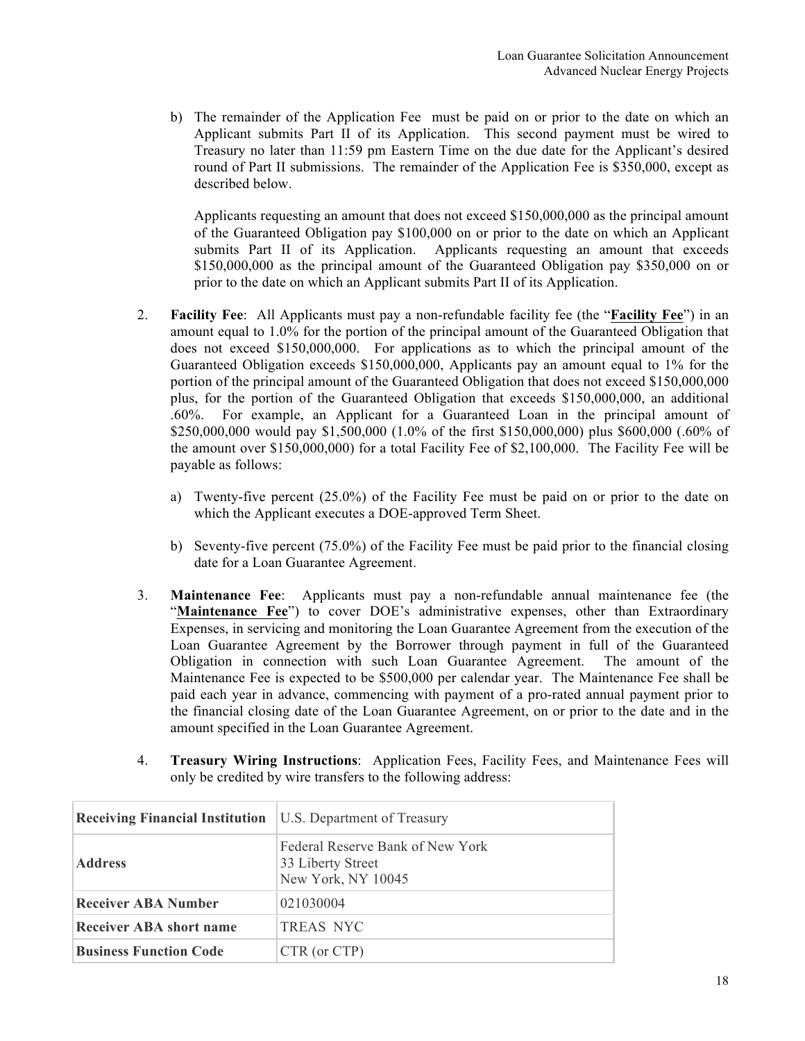b) The remainder of the Application Fee must be paid on or prior to the date on which an Applicant submits Part II of its Application. This second payment must be wired to Treasury no later than 11:59 pm Eastern Time on the due date for the Applicant's desired round of Part II submissions. The remainder of the Application Fee is $350,000, except as described below.

   Applicants requesting an amount that does not exceed $150,000,000 as the principal amount of the Guaranteed Obligation pay $100,000 on or prior to the date on which an Applicant submits Part II of its Application. Applicants requesting an amount that exceeds $150,000,000 as the principal amount of the Guaranteed Obligation pay $350,000 on or prior to the date on which an Applicant submits Part II of its Application.

2. **Facility Fee**: All Applicants must pay a non-refundable facility fee (the "**Facility Fee**") in an amount equal to 1.0% for the portion of the principal amount of the Guaranteed Obligation that does not exceed $150,000,000. For applications as to which the principal amount of the Guaranteed Obligation exceeds $150,000,000, Applicants pay an amount equal to 1% for the portion of the principal amount of the Guaranteed Obligation that does not exceed $150,000,000 plus, for the portion of the Guaranteed Obligation that exceeds $150,000,000, an additional .60%. For example, an Applicant for a Guaranteed Loan in the principal amount of $250,000,000 would pay $1,500,000 (1.0% of the first $150,000,000) plus $600,000 (.60% of the amount over $150,000,000) for a total Facility Fee of $2,100,000. The Facility Fee will be payable as follows:

   a) Twenty-five percent (25.0%) of the Facility Fee must be paid on or prior to the date on which the Applicant executes a DOE-approved Term Sheet.

   b) Seventy-five percent (75.0%) of the Facility Fee must be paid prior to the financial closing date for a Loan Guarantee Agreement.

3. **Maintenance Fee**: Applicants must pay a non-refundable annual maintenance fee (the "**Maintenance Fee**") to cover DOE's administrative expenses, other than Extraordinary Expenses, in servicing and monitoring the Loan Guarantee Agreement from the execution of the Loan Guarantee Agreement by the Borrower through payment in full of the Guaranteed Obligation in connection with such Loan Guarantee Agreement. The amount of the Maintenance Fee is expected to be $500,000 per calendar year. The Maintenance Fee shall be paid each year in advance, commencing with payment of a pro-rated annual payment prior to the financial closing date of the Loan Guarantee Agreement, on or prior to the date and in the amount specified in the Loan Guarantee Agreement.

4. **Treasury Wiring Instructions**: Application Fees, Facility Fees, and Maintenance Fees will only be credited by wire transfers to the following address:

| **Receiving Financial Institution** | U.S. Department of Treasury |
|---|---|
| **Address** | Federal Reserve Bank of New York<br>33 Liberty Street<br>New York, NY 10045 |
| **Receiver ABA Number** | 021030004 |
| **Receiver ABA short name** | TREAS NYC |
| **Business Function Code** | CTR (or CTP) |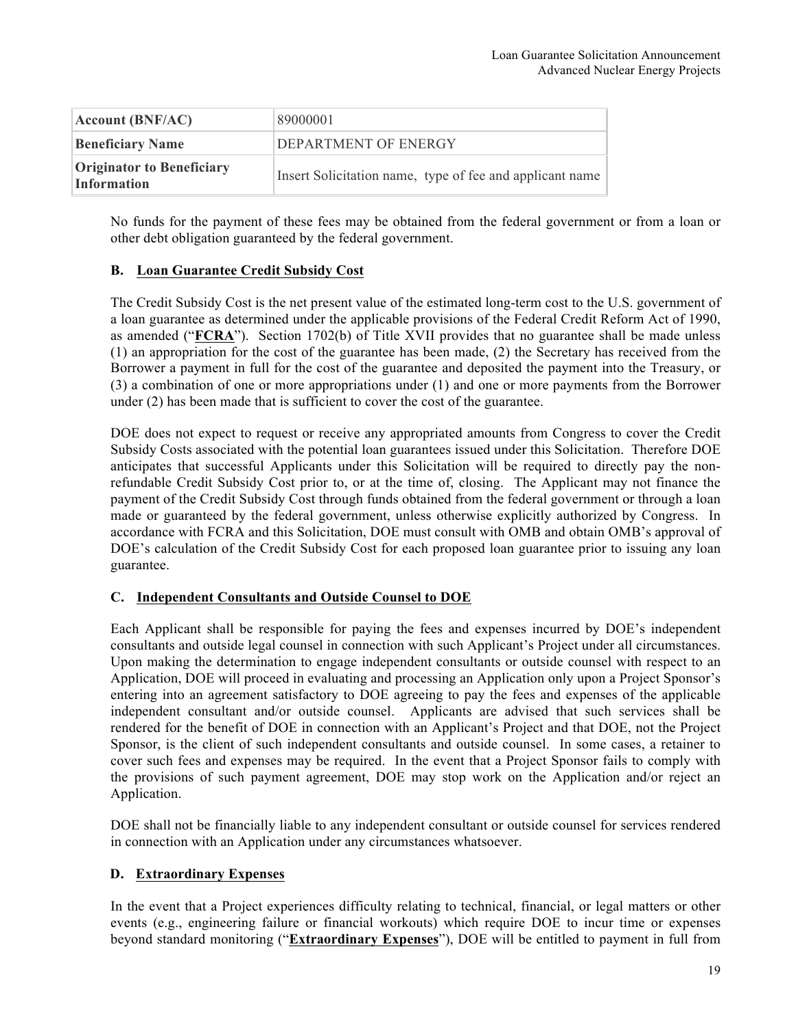| **Account (BNF/AC)** | 89000001 |
|---|---|
| **Beneficiary Name** | DEPARTMENT OF ENERGY |
| **Originator to Beneficiary Information** | Insert Solicitation name, type of fee and applicant name |

No funds for the payment of these fees may be obtained from the federal government or from a loan or other debt obligation guaranteed by the federal government.

### B. Loan Guarantee Credit Subsidy Cost

The Credit Subsidy Cost is the net present value of the estimated long-term cost to the U.S. government of a loan guarantee as determined under the applicable provisions of the Federal Credit Reform Act of 1990, as amended ("**FCRA**"). Section 1702(b) of Title XVII provides that no guarantee shall be made unless (1) an appropriation for the cost of the guarantee has been made, (2) the Secretary has received from the Borrower a payment in full for the cost of the guarantee and deposited the payment into the Treasury, or (3) a combination of one or more appropriations under (1) and one or more payments from the Borrower under (2) has been made that is sufficient to cover the cost of the guarantee.

DOE does not expect to request or receive any appropriated amounts from Congress to cover the Credit Subsidy Costs associated with the potential loan guarantees issued under this Solicitation. Therefore DOE anticipates that successful Applicants under this Solicitation will be required to directly pay the non-refundable Credit Subsidy Cost prior to, or at the time of, closing. The Applicant may not finance the payment of the Credit Subsidy Cost through funds obtained from the federal government or through a loan made or guaranteed by the federal government, unless otherwise explicitly authorized by Congress. In accordance with FCRA and this Solicitation, DOE must consult with OMB and obtain OMB's approval of DOE's calculation of the Credit Subsidy Cost for each proposed loan guarantee prior to issuing any loan guarantee.

### C. Independent Consultants and Outside Counsel to DOE

Each Applicant shall be responsible for paying the fees and expenses incurred by DOE's independent consultants and outside legal counsel in connection with such Applicant's Project under all circumstances. Upon making the determination to engage independent consultants or outside counsel with respect to an Application, DOE will proceed in evaluating and processing an Application only upon a Project Sponsor's entering into an agreement satisfactory to DOE agreeing to pay the fees and expenses of the applicable independent consultant and/or outside counsel. Applicants are advised that such services shall be rendered for the benefit of DOE in connection with an Applicant's Project and that DOE, not the Project Sponsor, is the client of such independent consultants and outside counsel. In some cases, a retainer to cover such fees and expenses may be required. In the event that a Project Sponsor fails to comply with the provisions of such payment agreement, DOE may stop work on the Application and/or reject an Application.

DOE shall not be financially liable to any independent consultant or outside counsel for services rendered in connection with an Application under any circumstances whatsoever.

### D. Extraordinary Expenses

In the event that a Project experiences difficulty relating to technical, financial, or legal matters or other events (e.g., engineering failure or financial workouts) which require DOE to incur time or expenses beyond standard monitoring ("**Extraordinary Expenses**"), DOE will be entitled to payment in full from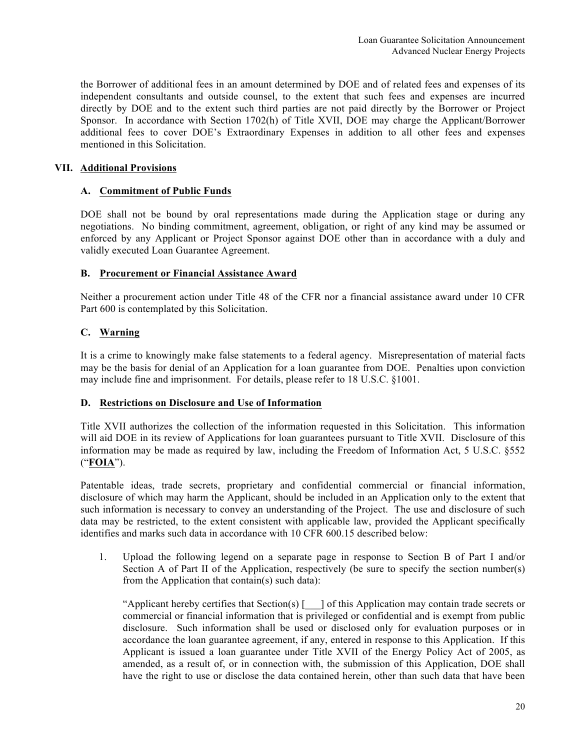the Borrower of additional fees in an amount determined by DOE and of related fees and expenses of its independent consultants and outside counsel, to the extent that such fees and expenses are incurred directly by DOE and to the extent such third parties are not paid directly by the Borrower or Project Sponsor. In accordance with Section 1702(h) of Title XVII, DOE may charge the Applicant/Borrower additional fees to cover DOE's Extraordinary Expenses in addition to all other fees and expenses mentioned in this Solicitation.

## VII. Additional Provisions

### A. Commitment of Public Funds

DOE shall not be bound by oral representations made during the Application stage or during any negotiations. No binding commitment, agreement, obligation, or right of any kind may be assumed or enforced by any Applicant or Project Sponsor against DOE other than in accordance with a duly and validly executed Loan Guarantee Agreement.

### B. Procurement or Financial Assistance Award

Neither a procurement action under Title 48 of the CFR nor a financial assistance award under 10 CFR Part 600 is contemplated by this Solicitation.

### C. Warning

It is a crime to knowingly make false statements to a federal agency. Misrepresentation of material facts may be the basis for denial of an Application for a loan guarantee from DOE. Penalties upon conviction may include fine and imprisonment. For details, please refer to 18 U.S.C. §1001.

### D. Restrictions on Disclosure and Use of Information

Title XVII authorizes the collection of the information requested in this Solicitation. This information will aid DOE in its review of Applications for loan guarantees pursuant to Title XVII. Disclosure of this information may be made as required by law, including the Freedom of Information Act, 5 U.S.C. §552 ("**FOIA**").

Patentable ideas, trade secrets, proprietary and confidential commercial or financial information, disclosure of which may harm the Applicant, should be included in an Application only to the extent that such information is necessary to convey an understanding of the Project. The use and disclosure of such data may be restricted, to the extent consistent with applicable law, provided the Applicant specifically identifies and marks such data in accordance with 10 CFR 600.15 described below:

1. Upload the following legend on a separate page in response to Section B of Part I and/or Section A of Part II of the Application, respectively (be sure to specify the section number(s) from the Application that contain(s) such data):

   "Applicant hereby certifies that Section(s) [___] of this Application may contain trade secrets or commercial or financial information that is privileged or confidential and is exempt from public disclosure. Such information shall be used or disclosed only for evaluation purposes or in accordance the loan guarantee agreement, if any, entered in response to this Application. If this Applicant is issued a loan guarantee under Title XVII of the Energy Policy Act of 2005, as amended, as a result of, or in connection with, the submission of this Application, DOE shall have the right to use or disclose the data contained herein, other than such data that have been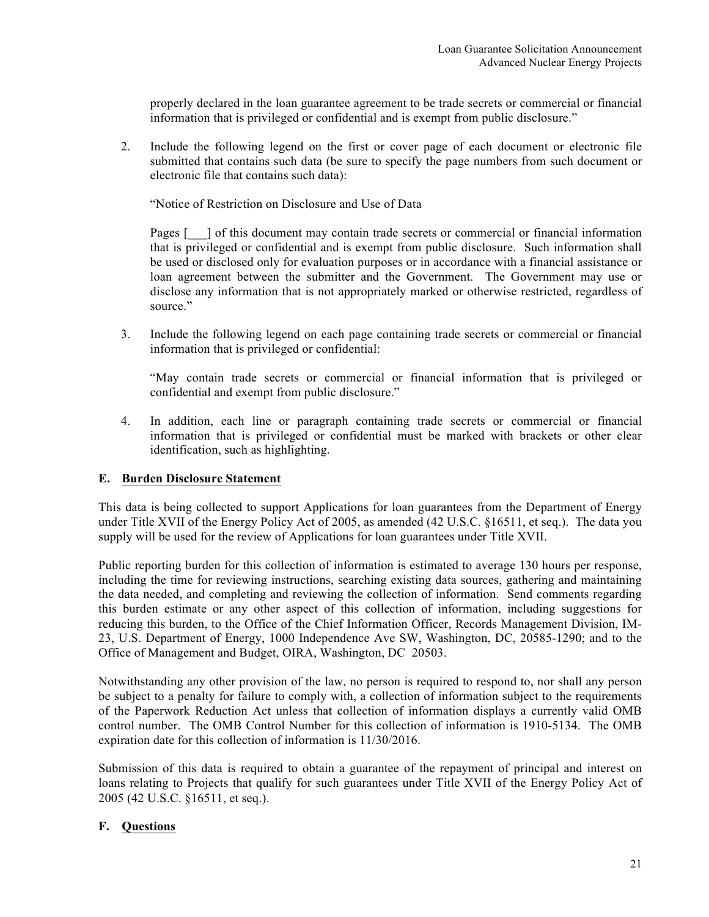properly declared in the loan guarantee agreement to be trade secrets or commercial or financial information that is privileged or confidential and is exempt from public disclosure."

2. Include the following legend on the first or cover page of each document or electronic file submitted that contains such data (be sure to specify the page numbers from such document or electronic file that contains such data):

   "Notice of Restriction on Disclosure and Use of Data

   Pages [___] of this document may contain trade secrets or commercial or financial information that is privileged or confidential and is exempt from public disclosure. Such information shall be used or disclosed only for evaluation purposes or in accordance with a financial assistance or loan agreement between the submitter and the Government. The Government may use or disclose any information that is not appropriately marked or otherwise restricted, regardless of source."

3. Include the following legend on each page containing trade secrets or commercial or financial information that is privileged or confidential:

   "May contain trade secrets or commercial or financial information that is privileged or confidential and exempt from public disclosure."

4. In addition, each line or paragraph containing trade secrets or commercial or financial information that is privileged or confidential must be marked with brackets or other clear identification, such as highlighting.

### E. Burden Disclosure Statement

This data is being collected to support Applications for loan guarantees from the Department of Energy under Title XVII of the Energy Policy Act of 2005, as amended (42 U.S.C. §16511, et seq.). The data you supply will be used for the review of Applications for loan guarantees under Title XVII.

Public reporting burden for this collection of information is estimated to average 130 hours per response, including the time for reviewing instructions, searching existing data sources, gathering and maintaining the data needed, and completing and reviewing the collection of information. Send comments regarding this burden estimate or any other aspect of this collection of information, including suggestions for reducing this burden, to the Office of the Chief Information Officer, Records Management Division, IM-23, U.S. Department of Energy, 1000 Independence Ave SW, Washington, DC, 20585-1290; and to the Office of Management and Budget, OIRA, Washington, DC 20503.

Notwithstanding any other provision of the law, no person is required to respond to, nor shall any person be subject to a penalty for failure to comply with, a collection of information subject to the requirements of the Paperwork Reduction Act unless that collection of information displays a currently valid OMB control number. The OMB Control Number for this collection of information is 1910-5134. The OMB expiration date for this collection of information is 11/30/2016.

Submission of this data is required to obtain a guarantee of the repayment of principal and interest on loans relating to Projects that qualify for such guarantees under Title XVII of the Energy Policy Act of 2005 (42 U.S.C. §16511, et seq.).

### F. Questions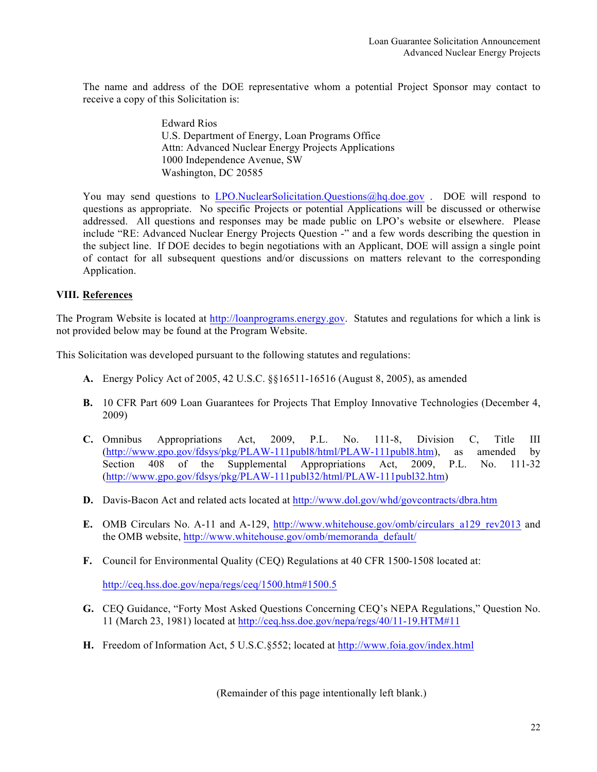The name and address of the DOE representative whom a potential Project Sponsor may contact to receive a copy of this Solicitation is:

> Edward Rios
> U.S. Department of Energy, Loan Programs Office
> Attn: Advanced Nuclear Energy Projects Applications
> 1000 Independence Avenue, SW
> Washington, DC 20585

You may send questions to LPO.NuclearSolicitation.Questions@hq.doe.gov . DOE will respond to questions as appropriate. No specific Projects or potential Applications will be discussed or otherwise addressed. All questions and responses may be made public on LPO's website or elsewhere. Please include "RE: Advanced Nuclear Energy Projects Question -" and a few words describing the question in the subject line. If DOE decides to begin negotiations with an Applicant, DOE will assign a single point of contact for all subsequent questions and/or discussions on matters relevant to the corresponding Application.

## VIII. References

The Program Website is located at http://loanprograms.energy.gov. Statutes and regulations for which a link is not provided below may be found at the Program Website.

This Solicitation was developed pursuant to the following statutes and regulations:

**A.** Energy Policy Act of 2005, 42 U.S.C. §§16511-16516 (August 8, 2005), as amended

**B.** 10 CFR Part 609 Loan Guarantees for Projects That Employ Innovative Technologies (December 4, 2009)

**C.** Omnibus Appropriations Act, 2009, P.L. No. 111-8, Division C, Title III (http://www.gpo.gov/fdsys/pkg/PLAW-111publ8/html/PLAW-111publ8.htm), as amended by Section 408 of the Supplemental Appropriations Act, 2009, P.L. No. 111-32 (http://www.gpo.gov/fdsys/pkg/PLAW-111publ32/html/PLAW-111publ32.htm)

**D.** Davis-Bacon Act and related acts located at http://www.dol.gov/whd/govcontracts/dbra.htm

**E.** OMB Circulars No. A-11 and A-129, http://www.whitehouse.gov/omb/circulars_a129_rev2013 and the OMB website, http://www.whitehouse.gov/omb/memoranda_default/

**F.** Council for Environmental Quality (CEQ) Regulations at 40 CFR 1500-1508 located at:

http://ceq.hss.doe.gov/nepa/regs/ceq/1500.htm#1500.5

**G.** CEQ Guidance, "Forty Most Asked Questions Concerning CEQ's NEPA Regulations," Question No. 11 (March 23, 1981) located at http://ceq.hss.doe.gov/nepa/regs/40/11-19.HTM#11

**H.** Freedom of Information Act, 5 U.S.C.§552; located at http://www.foia.gov/index.html

(Remainder of this page intentionally left blank.)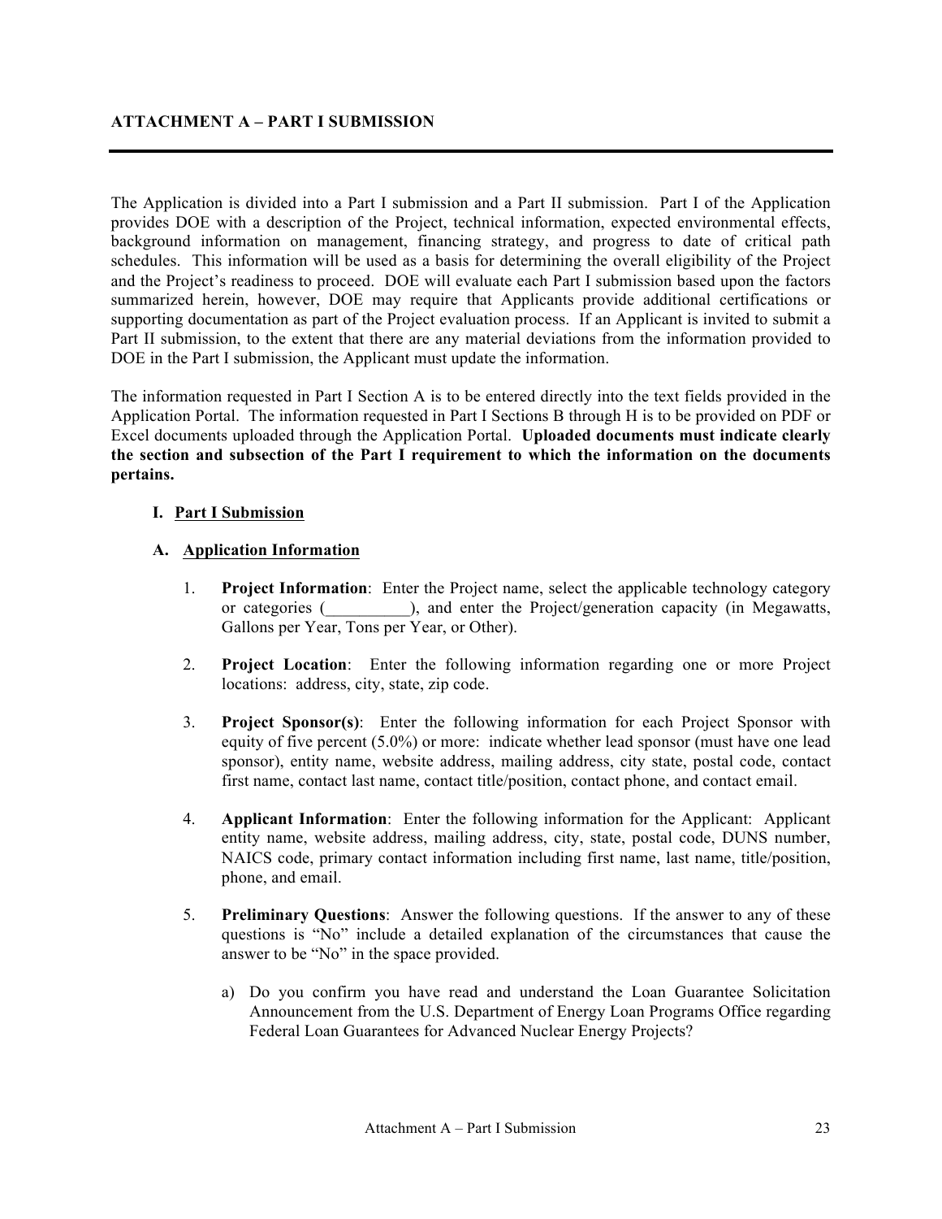## ATTACHMENT A – PART I SUBMISSION

The Application is divided into a Part I submission and a Part II submission. Part I of the Application provides DOE with a description of the Project, technical information, expected environmental effects, background information on management, financing strategy, and progress to date of critical path schedules. This information will be used as a basis for determining the overall eligibility of the Project and the Project's readiness to proceed. DOE will evaluate each Part I submission based upon the factors summarized herein, however, DOE may require that Applicants provide additional certifications or supporting documentation as part of the Project evaluation process. If an Applicant is invited to submit a Part II submission, to the extent that there are any material deviations from the information provided to DOE in the Part I submission, the Applicant must update the information.

The information requested in Part I Section A is to be entered directly into the text fields provided in the Application Portal. The information requested in Part I Sections B through H is to be provided on PDF or Excel documents uploaded through the Application Portal. **Uploaded documents must indicate clearly the section and subsection of the Part I requirement to which the information on the documents pertains.**

### I. Part I Submission

#### A. Application Information

1. **Project Information**: Enter the Project name, select the applicable technology category or categories (__________), and enter the Project/generation capacity (in Megawatts, Gallons per Year, Tons per Year, or Other).

2. **Project Location**: Enter the following information regarding one or more Project locations: address, city, state, zip code.

3. **Project Sponsor(s)**: Enter the following information for each Project Sponsor with equity of five percent (5.0%) or more: indicate whether lead sponsor (must have one lead sponsor), entity name, website address, mailing address, city state, postal code, contact first name, contact last name, contact title/position, contact phone, and contact email.

4. **Applicant Information**: Enter the following information for the Applicant: Applicant entity name, website address, mailing address, city, state, postal code, DUNS number, NAICS code, primary contact information including first name, last name, title/position, phone, and email.

5. **Preliminary Questions**: Answer the following questions. If the answer to any of these questions is "No" include a detailed explanation of the circumstances that cause the answer to be "No" in the space provided.

   a) Do you confirm you have read and understand the Loan Guarantee Solicitation Announcement from the U.S. Department of Energy Loan Programs Office regarding Federal Loan Guarantees for Advanced Nuclear Energy Projects?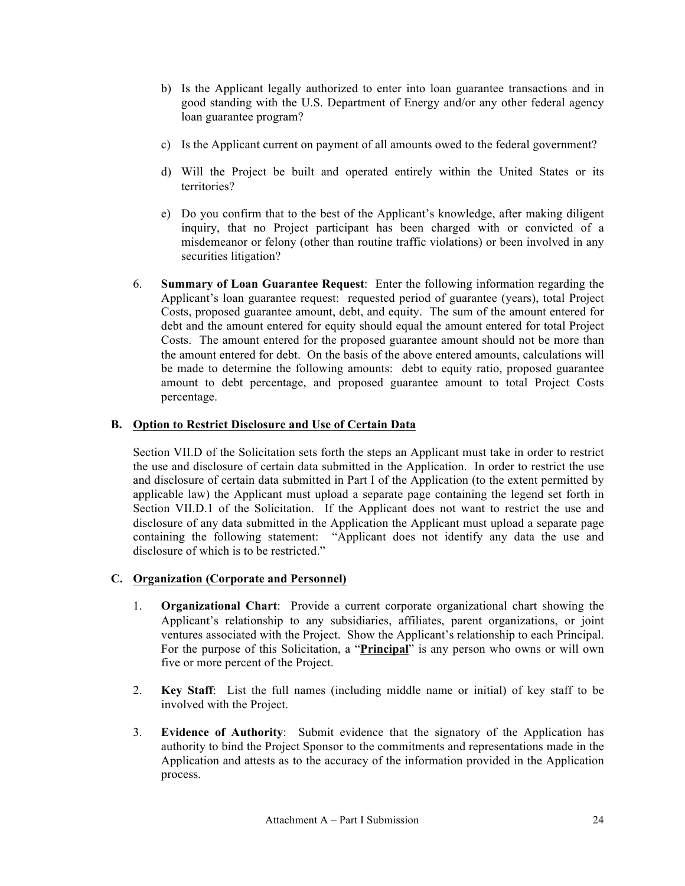b) Is the Applicant legally authorized to enter into loan guarantee transactions and in good standing with the U.S. Department of Energy and/or any other federal agency loan guarantee program?

c) Is the Applicant current on payment of all amounts owed to the federal government?

d) Will the Project be built and operated entirely within the United States or its territories?

e) Do you confirm that to the best of the Applicant's knowledge, after making diligent inquiry, that no Project participant has been charged with or convicted of a misdemeanor or felony (other than routine traffic violations) or been involved in any securities litigation?

6. **Summary of Loan Guarantee Request**: Enter the following information regarding the Applicant's loan guarantee request: requested period of guarantee (years), total Project Costs, proposed guarantee amount, debt, and equity. The sum of the amount entered for debt and the amount entered for equity should equal the amount entered for total Project Costs. The amount entered for the proposed guarantee amount should not be more than the amount entered for debt. On the basis of the above entered amounts, calculations will be made to determine the following amounts: debt to equity ratio, proposed guarantee amount to debt percentage, and proposed guarantee amount to total Project Costs percentage.

## B. Option to Restrict Disclosure and Use of Certain Data

Section VII.D of the Solicitation sets forth the steps an Applicant must take in order to restrict the use and disclosure of certain data submitted in the Application. In order to restrict the use and disclosure of certain data submitted in Part I of the Application (to the extent permitted by applicable law) the Applicant must upload a separate page containing the legend set forth in Section VII.D.1 of the Solicitation. If the Applicant does not want to restrict the use and disclosure of any data submitted in the Application the Applicant must upload a separate page containing the following statement: "Applicant does not identify any data the use and disclosure of which is to be restricted."

## C. Organization (Corporate and Personnel)

1. **Organizational Chart**: Provide a current corporate organizational chart showing the Applicant's relationship to any subsidiaries, affiliates, parent organizations, or joint ventures associated with the Project. Show the Applicant's relationship to each Principal. For the purpose of this Solicitation, a "**Principal**" is any person who owns or will own five or more percent of the Project.

2. **Key Staff**: List the full names (including middle name or initial) of key staff to be involved with the Project.

3. **Evidence of Authority**: Submit evidence that the signatory of the Application has authority to bind the Project Sponsor to the commitments and representations made in the Application and attests as to the accuracy of the information provided in the Application process.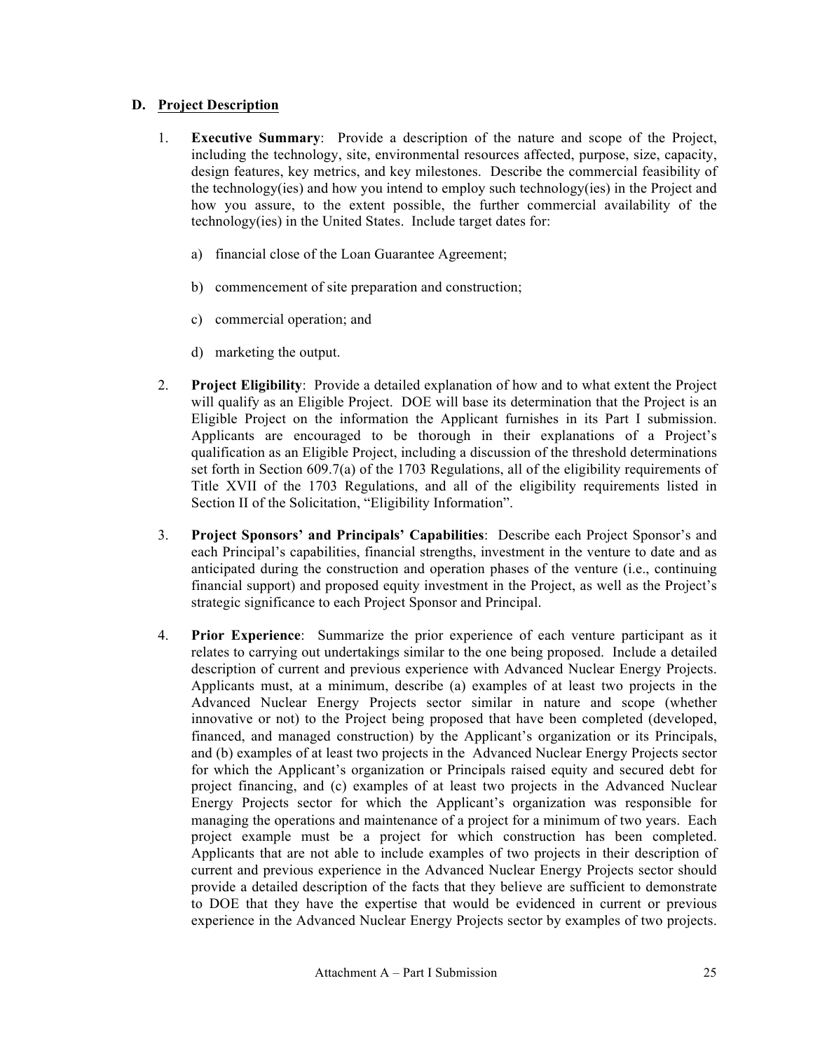### D. Project Description

1. **Executive Summary**: Provide a description of the nature and scope of the Project, including the technology, site, environmental resources affected, purpose, size, capacity, design features, key metrics, and key milestones. Describe the commercial feasibility of the technology(ies) and how you intend to employ such technology(ies) in the Project and how you assure, to the extent possible, the further commercial availability of the technology(ies) in the United States. Include target dates for:

   a) financial close of the Loan Guarantee Agreement;

   b) commencement of site preparation and construction;

   c) commercial operation; and

   d) marketing the output.

2. **Project Eligibility**: Provide a detailed explanation of how and to what extent the Project will qualify as an Eligible Project. DOE will base its determination that the Project is an Eligible Project on the information the Applicant furnishes in its Part I submission. Applicants are encouraged to be thorough in their explanations of a Project's qualification as an Eligible Project, including a discussion of the threshold determinations set forth in Section 609.7(a) of the 1703 Regulations, all of the eligibility requirements of Title XVII of the 1703 Regulations, and all of the eligibility requirements listed in Section II of the Solicitation, "Eligibility Information".

3. **Project Sponsors' and Principals' Capabilities**: Describe each Project Sponsor's and each Principal's capabilities, financial strengths, investment in the venture to date and as anticipated during the construction and operation phases of the venture (i.e., continuing financial support) and proposed equity investment in the Project, as well as the Project's strategic significance to each Project Sponsor and Principal.

4. **Prior Experience**: Summarize the prior experience of each venture participant as it relates to carrying out undertakings similar to the one being proposed. Include a detailed description of current and previous experience with Advanced Nuclear Energy Projects. Applicants must, at a minimum, describe (a) examples of at least two projects in the Advanced Nuclear Energy Projects sector similar in nature and scope (whether innovative or not) to the Project being proposed that have been completed (developed, financed, and managed construction) by the Applicant's organization or its Principals, and (b) examples of at least two projects in the Advanced Nuclear Energy Projects sector for which the Applicant's organization or Principals raised equity and secured debt for project financing, and (c) examples of at least two projects in the Advanced Nuclear Energy Projects sector for which the Applicant's organization was responsible for managing the operations and maintenance of a project for a minimum of two years. Each project example must be a project for which construction has been completed. Applicants that are not able to include examples of two projects in their description of current and previous experience in the Advanced Nuclear Energy Projects sector should provide a detailed description of the facts that they believe are sufficient to demonstrate to DOE that they have the expertise that would be evidenced in current or previous experience in the Advanced Nuclear Energy Projects sector by examples of two projects.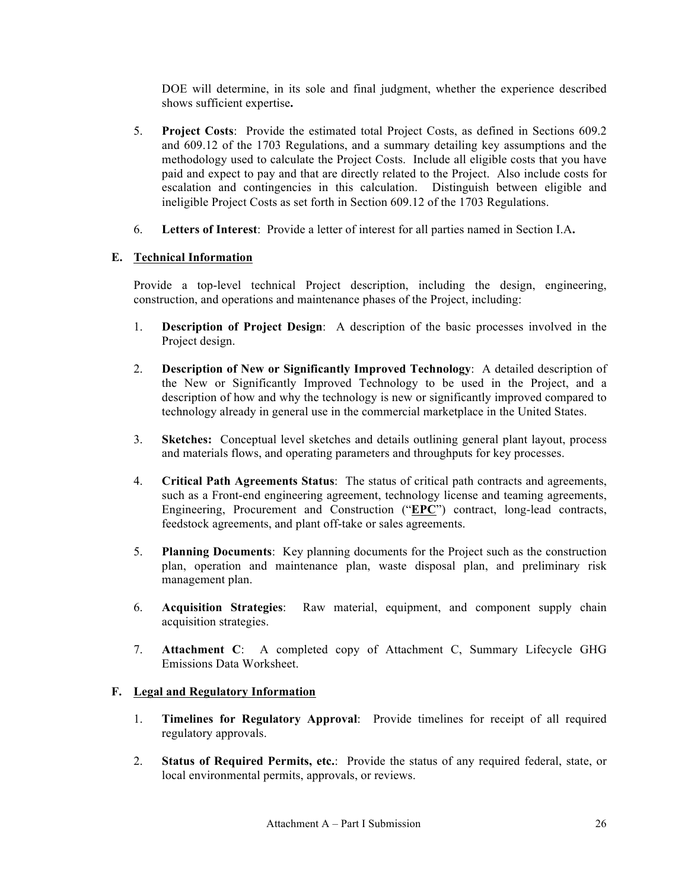DOE will determine, in its sole and final judgment, whether the experience described shows sufficient expertise**.**

5. **Project Costs**: Provide the estimated total Project Costs, as defined in Sections 609.2 and 609.12 of the 1703 Regulations, and a summary detailing key assumptions and the methodology used to calculate the Project Costs. Include all eligible costs that you have paid and expect to pay and that are directly related to the Project. Also include costs for escalation and contingencies in this calculation. Distinguish between eligible and ineligible Project Costs as set forth in Section 609.12 of the 1703 Regulations.

6. **Letters of Interest**: Provide a letter of interest for all parties named in Section I.A**.**

**E. Technical Information**

Provide a top-level technical Project description, including the design, engineering, construction, and operations and maintenance phases of the Project, including:

1. **Description of Project Design**: A description of the basic processes involved in the Project design.

2. **Description of New or Significantly Improved Technology**: A detailed description of the New or Significantly Improved Technology to be used in the Project, and a description of how and why the technology is new or significantly improved compared to technology already in general use in the commercial marketplace in the United States.

3. **Sketches:** Conceptual level sketches and details outlining general plant layout, process and materials flows, and operating parameters and throughputs for key processes.

4. **Critical Path Agreements Status**: The status of critical path contracts and agreements, such as a Front-end engineering agreement, technology license and teaming agreements, Engineering, Procurement and Construction ("**EPC**") contract, long-lead contracts, feedstock agreements, and plant off-take or sales agreements.

5. **Planning Documents**: Key planning documents for the Project such as the construction plan, operation and maintenance plan, waste disposal plan, and preliminary risk management plan.

6. **Acquisition Strategies**: Raw material, equipment, and component supply chain acquisition strategies.

7. **Attachment C**: A completed copy of Attachment C, Summary Lifecycle GHG Emissions Data Worksheet.

**F. Legal and Regulatory Information**

1. **Timelines for Regulatory Approval**: Provide timelines for receipt of all required regulatory approvals.

2. **Status of Required Permits, etc.**: Provide the status of any required federal, state, or local environmental permits, approvals, or reviews.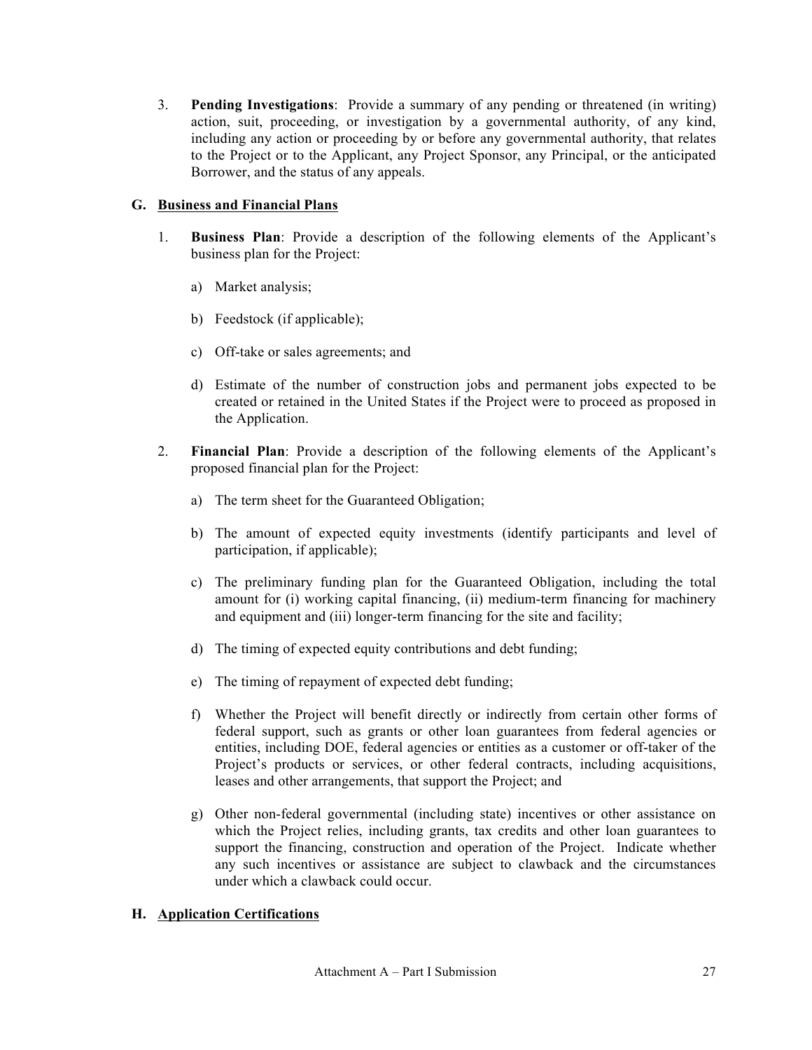3. **Pending Investigations**: Provide a summary of any pending or threatened (in writing) action, suit, proceeding, or investigation by a governmental authority, of any kind, including any action or proceeding by or before any governmental authority, that relates to the Project or to the Applicant, any Project Sponsor, any Principal, or the anticipated Borrower, and the status of any appeals.

## G. Business and Financial Plans

1. **Business Plan**: Provide a description of the following elements of the Applicant's business plan for the Project:

   a) Market analysis;

   b) Feedstock (if applicable);

   c) Off-take or sales agreements; and

   d) Estimate of the number of construction jobs and permanent jobs expected to be created or retained in the United States if the Project were to proceed as proposed in the Application.

2. **Financial Plan**: Provide a description of the following elements of the Applicant's proposed financial plan for the Project:

   a) The term sheet for the Guaranteed Obligation;

   b) The amount of expected equity investments (identify participants and level of participation, if applicable);

   c) The preliminary funding plan for the Guaranteed Obligation, including the total amount for (i) working capital financing, (ii) medium-term financing for machinery and equipment and (iii) longer-term financing for the site and facility;

   d) The timing of expected equity contributions and debt funding;

   e) The timing of repayment of expected debt funding;

   f) Whether the Project will benefit directly or indirectly from certain other forms of federal support, such as grants or other loan guarantees from federal agencies or entities, including DOE, federal agencies or entities as a customer or off-taker of the Project's products or services, or other federal contracts, including acquisitions, leases and other arrangements, that support the Project; and

   g) Other non-federal governmental (including state) incentives or other assistance on which the Project relies, including grants, tax credits and other loan guarantees to support the financing, construction and operation of the Project. Indicate whether any such incentives or assistance are subject to clawback and the circumstances under which a clawback could occur.

## H. Application Certifications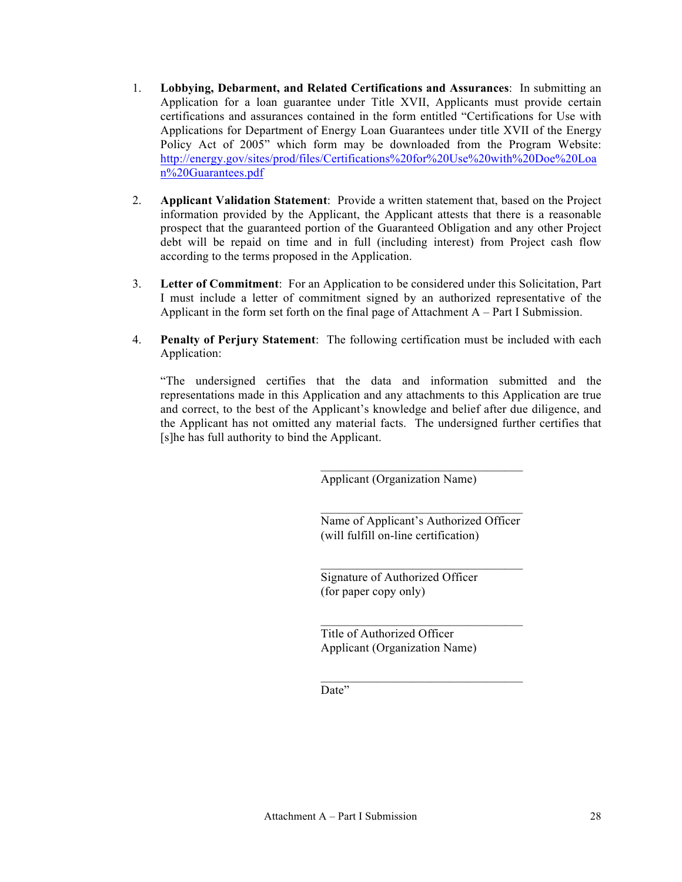1. **Lobbying, Debarment, and Related Certifications and Assurances**: In submitting an Application for a loan guarantee under Title XVII, Applicants must provide certain certifications and assurances contained in the form entitled "Certifications for Use with Applications for Department of Energy Loan Guarantees under title XVII of the Energy Policy Act of 2005" which form may be downloaded from the Program Website: http://energy.gov/sites/prod/files/Certifications%20for%20Use%20with%20Doe%20Loan%20Guarantees.pdf

2. **Applicant Validation Statement**: Provide a written statement that, based on the Project information provided by the Applicant, the Applicant attests that there is a reasonable prospect that the guaranteed portion of the Guaranteed Obligation and any other Project debt will be repaid on time and in full (including interest) from Project cash flow according to the terms proposed in the Application.

3. **Letter of Commitment**: For an Application to be considered under this Solicitation, Part I must include a letter of commitment signed by an authorized representative of the Applicant in the form set forth on the final page of Attachment A – Part I Submission.

4. **Penalty of Perjury Statement**: The following certification must be included with each Application:

   "The undersigned certifies that the data and information submitted and the representations made in this Application and any attachments to this Application are true and correct, to the best of the Applicant's knowledge and belief after due diligence, and the Applicant has not omitted any material facts. The undersigned further certifies that [s]he has full authority to bind the Applicant.

   ________________________________
   Applicant (Organization Name)

   ________________________________
   Name of Applicant's Authorized Officer
   (will fulfill on-line certification)

   ________________________________
   Signature of Authorized Officer
   (for paper copy only)

   ________________________________
   Title of Authorized Officer
   Applicant (Organization Name)

   ________________________________
   Date"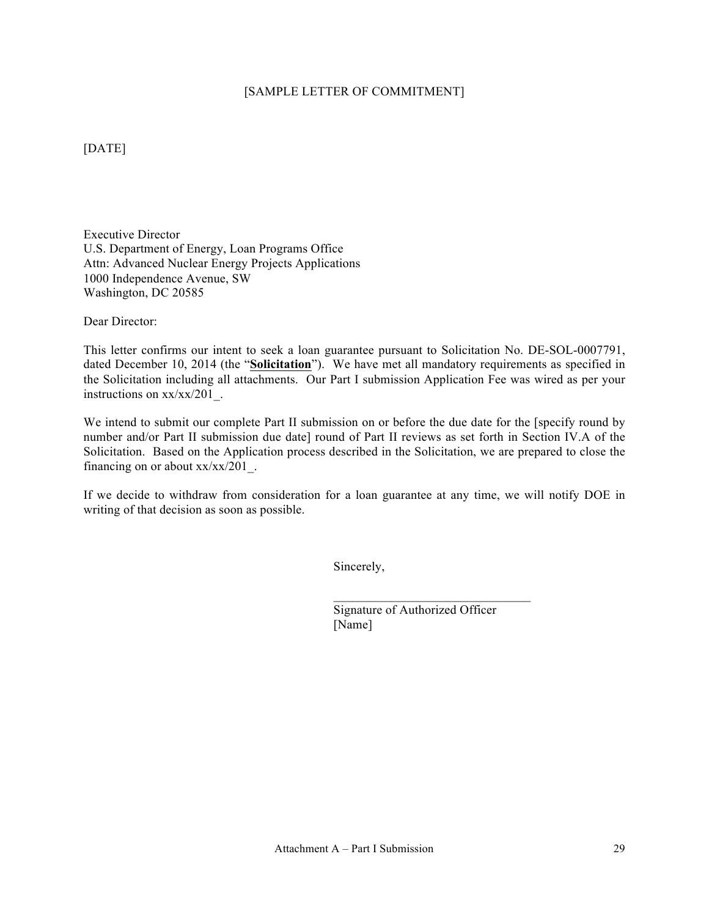[SAMPLE LETTER OF COMMITMENT]

[DATE]

Executive Director
U.S. Department of Energy, Loan Programs Office
Attn: Advanced Nuclear Energy Projects Applications
1000 Independence Avenue, SW
Washington, DC 20585

Dear Director:

This letter confirms our intent to seek a loan guarantee pursuant to Solicitation No. DE-SOL-0007791, dated December 10, 2014 (the "**Solicitation**"). We have met all mandatory requirements as specified in the Solicitation including all attachments. Our Part I submission Application Fee was wired as per your instructions on xx/xx/201_.

We intend to submit our complete Part II submission on or before the due date for the [specify round by number and/or Part II submission due date] round of Part II reviews as set forth in Section IV.A of the Solicitation. Based on the Application process described in the Solicitation, we are prepared to close the financing on or about xx/xx/201_.

If we decide to withdraw from consideration for a loan guarantee at any time, we will notify DOE in writing of that decision as soon as possible.

Sincerely,

_______________________________
Signature of Authorized Officer
[Name]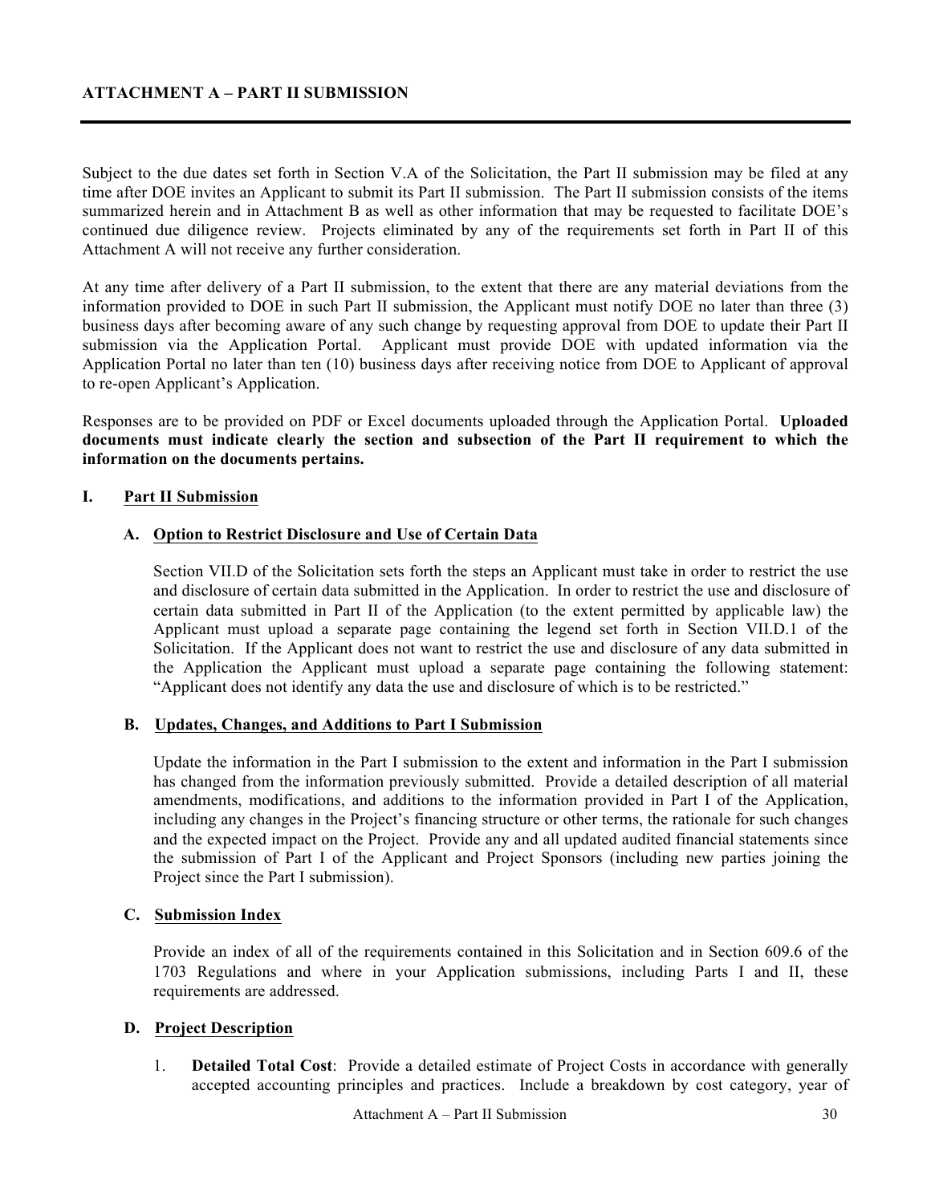## ATTACHMENT A – PART II SUBMISSION

Subject to the due dates set forth in Section V.A of the Solicitation, the Part II submission may be filed at any time after DOE invites an Applicant to submit its Part II submission. The Part II submission consists of the items summarized herein and in Attachment B as well as other information that may be requested to facilitate DOE's continued due diligence review. Projects eliminated by any of the requirements set forth in Part II of this Attachment A will not receive any further consideration.

At any time after delivery of a Part II submission, to the extent that there are any material deviations from the information provided to DOE in such Part II submission, the Applicant must notify DOE no later than three (3) business days after becoming aware of any such change by requesting approval from DOE to update their Part II submission via the Application Portal. Applicant must provide DOE with updated information via the Application Portal no later than ten (10) business days after receiving notice from DOE to Applicant of approval to re-open Applicant's Application.

Responses are to be provided on PDF or Excel documents uploaded through the Application Portal. **Uploaded documents must indicate clearly the section and subsection of the Part II requirement to which the information on the documents pertains.**

### I. Part II Submission

#### A. Option to Restrict Disclosure and Use of Certain Data

Section VII.D of the Solicitation sets forth the steps an Applicant must take in order to restrict the use and disclosure of certain data submitted in the Application. In order to restrict the use and disclosure of certain data submitted in Part II of the Application (to the extent permitted by applicable law) the Applicant must upload a separate page containing the legend set forth in Section VII.D.1 of the Solicitation. If the Applicant does not want to restrict the use and disclosure of any data submitted in the Application the Applicant must upload a separate page containing the following statement: "Applicant does not identify any data the use and disclosure of which is to be restricted."

#### B. Updates, Changes, and Additions to Part I Submission

Update the information in the Part I submission to the extent and information in the Part I submission has changed from the information previously submitted. Provide a detailed description of all material amendments, modifications, and additions to the information provided in Part I of the Application, including any changes in the Project's financing structure or other terms, the rationale for such changes and the expected impact on the Project. Provide any and all updated audited financial statements since the submission of Part I of the Applicant and Project Sponsors (including new parties joining the Project since the Part I submission).

#### C. Submission Index

Provide an index of all of the requirements contained in this Solicitation and in Section 609.6 of the 1703 Regulations and where in your Application submissions, including Parts I and II, these requirements are addressed.

#### D. Project Description

1. **Detailed Total Cost**: Provide a detailed estimate of Project Costs in accordance with generally accepted accounting principles and practices. Include a breakdown by cost category, year of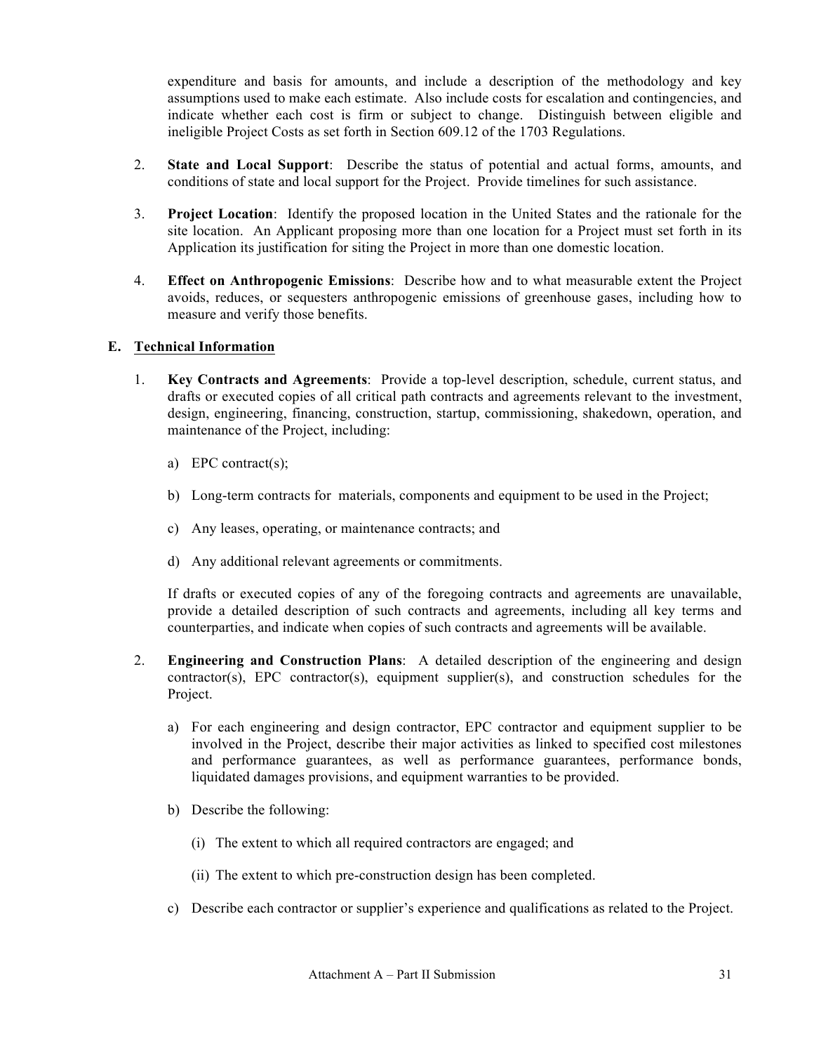expenditure and basis for amounts, and include a description of the methodology and key assumptions used to make each estimate. Also include costs for escalation and contingencies, and indicate whether each cost is firm or subject to change. Distinguish between eligible and ineligible Project Costs as set forth in Section 609.12 of the 1703 Regulations.

2. **State and Local Support**: Describe the status of potential and actual forms, amounts, and conditions of state and local support for the Project. Provide timelines for such assistance.

3. **Project Location**: Identify the proposed location in the United States and the rationale for the site location. An Applicant proposing more than one location for a Project must set forth in its Application its justification for siting the Project in more than one domestic location.

4. **Effect on Anthropogenic Emissions**: Describe how and to what measurable extent the Project avoids, reduces, or sequesters anthropogenic emissions of greenhouse gases, including how to measure and verify those benefits.

### E. <u>Technical Information</u>

1. **Key Contracts and Agreements**: Provide a top-level description, schedule, current status, and drafts or executed copies of all critical path contracts and agreements relevant to the investment, design, engineering, financing, construction, startup, commissioning, shakedown, operation, and maintenance of the Project, including:

   a) EPC contract(s);

   b) Long-term contracts for materials, components and equipment to be used in the Project;

   c) Any leases, operating, or maintenance contracts; and

   d) Any additional relevant agreements or commitments.

   If drafts or executed copies of any of the foregoing contracts and agreements are unavailable, provide a detailed description of such contracts and agreements, including all key terms and counterparties, and indicate when copies of such contracts and agreements will be available.

2. **Engineering and Construction Plans**: A detailed description of the engineering and design contractor(s), EPC contractor(s), equipment supplier(s), and construction schedules for the Project.

   a) For each engineering and design contractor, EPC contractor and equipment supplier to be involved in the Project, describe their major activities as linked to specified cost milestones and performance guarantees, as well as performance guarantees, performance bonds, liquidated damages provisions, and equipment warranties to be provided.

   b) Describe the following:

      (i) The extent to which all required contractors are engaged; and

      (ii) The extent to which pre-construction design has been completed.

   c) Describe each contractor or supplier's experience and qualifications as related to the Project.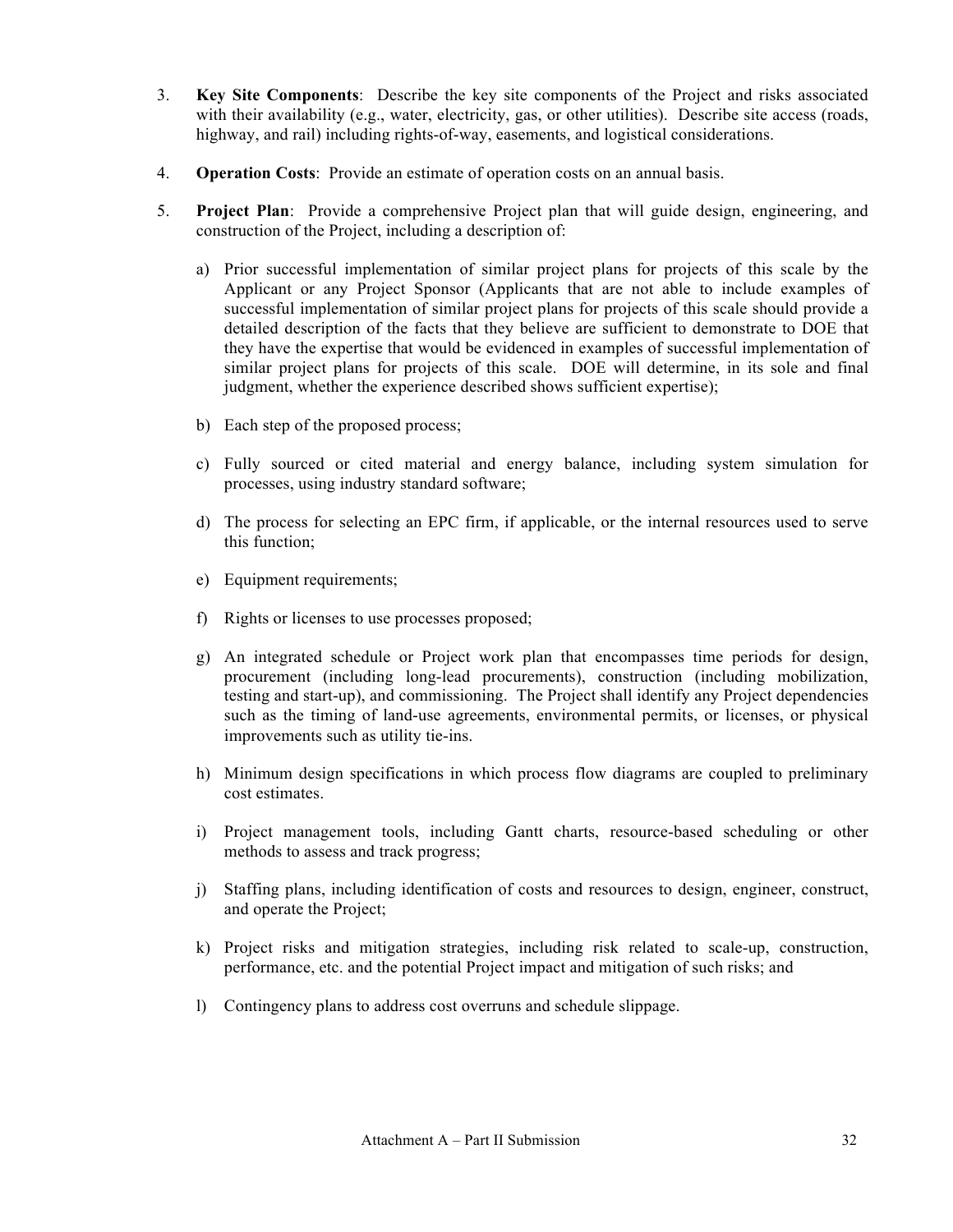3. **Key Site Components**: Describe the key site components of the Project and risks associated with their availability (e.g., water, electricity, gas, or other utilities). Describe site access (roads, highway, and rail) including rights-of-way, easements, and logistical considerations.

4. **Operation Costs**: Provide an estimate of operation costs on an annual basis.

5. **Project Plan**: Provide a comprehensive Project plan that will guide design, engineering, and construction of the Project, including a description of:

   a) Prior successful implementation of similar project plans for projects of this scale by the Applicant or any Project Sponsor (Applicants that are not able to include examples of successful implementation of similar project plans for projects of this scale should provide a detailed description of the facts that they believe are sufficient to demonstrate to DOE that they have the expertise that would be evidenced in examples of successful implementation of similar project plans for projects of this scale. DOE will determine, in its sole and final judgment, whether the experience described shows sufficient expertise);

   b) Each step of the proposed process;

   c) Fully sourced or cited material and energy balance, including system simulation for processes, using industry standard software;

   d) The process for selecting an EPC firm, if applicable, or the internal resources used to serve this function;

   e) Equipment requirements;

   f) Rights or licenses to use processes proposed;

   g) An integrated schedule or Project work plan that encompasses time periods for design, procurement (including long-lead procurements), construction (including mobilization, testing and start-up), and commissioning. The Project shall identify any Project dependencies such as the timing of land-use agreements, environmental permits, or licenses, or physical improvements such as utility tie-ins.

   h) Minimum design specifications in which process flow diagrams are coupled to preliminary cost estimates.

   i) Project management tools, including Gantt charts, resource-based scheduling or other methods to assess and track progress;

   j) Staffing plans, including identification of costs and resources to design, engineer, construct, and operate the Project;

   k) Project risks and mitigation strategies, including risk related to scale-up, construction, performance, etc. and the potential Project impact and mitigation of such risks; and

   l) Contingency plans to address cost overruns and schedule slippage.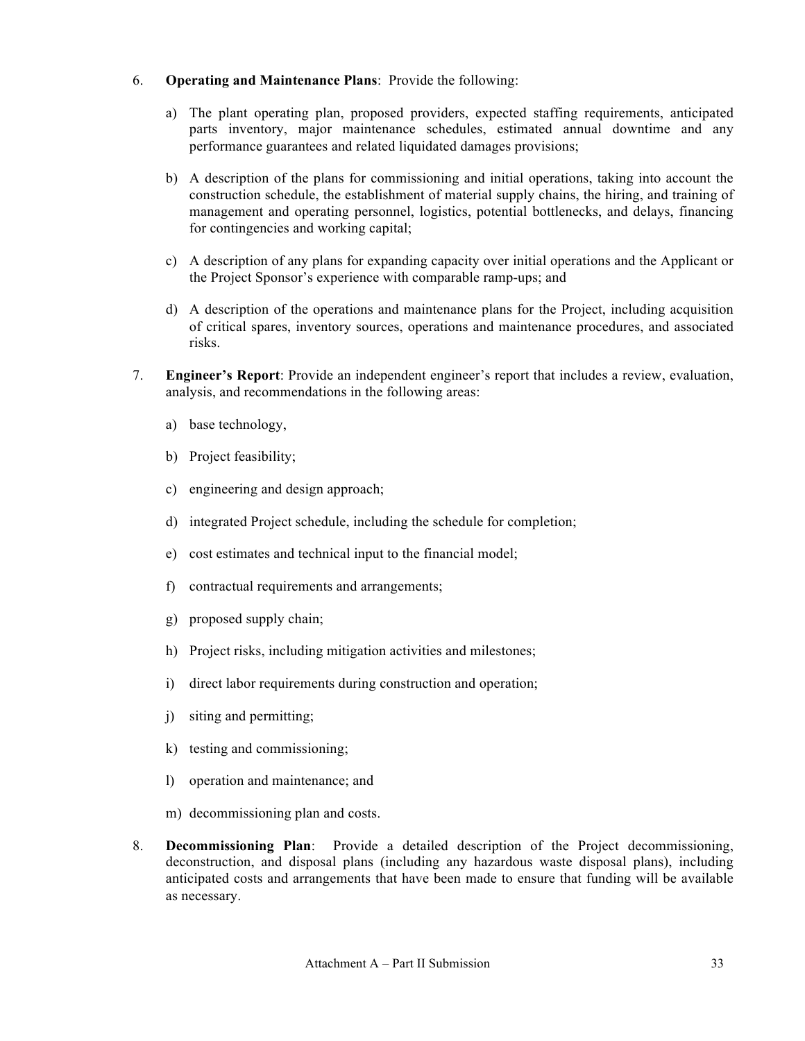6. **Operating and Maintenance Plans**: Provide the following:

   a) The plant operating plan, proposed providers, expected staffing requirements, anticipated parts inventory, major maintenance schedules, estimated annual downtime and any performance guarantees and related liquidated damages provisions;

   b) A description of the plans for commissioning and initial operations, taking into account the construction schedule, the establishment of material supply chains, the hiring, and training of management and operating personnel, logistics, potential bottlenecks, and delays, financing for contingencies and working capital;

   c) A description of any plans for expanding capacity over initial operations and the Applicant or the Project Sponsor's experience with comparable ramp-ups; and

   d) A description of the operations and maintenance plans for the Project, including acquisition of critical spares, inventory sources, operations and maintenance procedures, and associated risks.

7. **Engineer's Report**: Provide an independent engineer's report that includes a review, evaluation, analysis, and recommendations in the following areas:

   a) base technology,

   b) Project feasibility;

   c) engineering and design approach;

   d) integrated Project schedule, including the schedule for completion;

   e) cost estimates and technical input to the financial model;

   f) contractual requirements and arrangements;

   g) proposed supply chain;

   h) Project risks, including mitigation activities and milestones;

   i) direct labor requirements during construction and operation;

   j) siting and permitting;

   k) testing and commissioning;

   l) operation and maintenance; and

   m) decommissioning plan and costs.

8. **Decommissioning Plan**: Provide a detailed description of the Project decommissioning, deconstruction, and disposal plans (including any hazardous waste disposal plans), including anticipated costs and arrangements that have been made to ensure that funding will be available as necessary.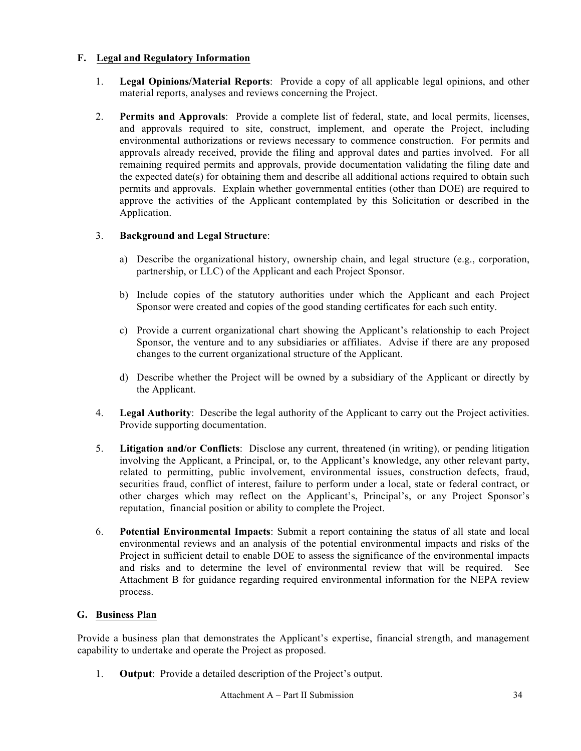### F. Legal and Regulatory Information

1. **Legal Opinions/Material Reports**: Provide a copy of all applicable legal opinions, and other material reports, analyses and reviews concerning the Project.

2. **Permits and Approvals**: Provide a complete list of federal, state, and local permits, licenses, and approvals required to site, construct, implement, and operate the Project, including environmental authorizations or reviews necessary to commence construction. For permits and approvals already received, provide the filing and approval dates and parties involved. For all remaining required permits and approvals, provide documentation validating the filing date and the expected date(s) for obtaining them and describe all additional actions required to obtain such permits and approvals. Explain whether governmental entities (other than DOE) are required to approve the activities of the Applicant contemplated by this Solicitation or described in the Application.

3. **Background and Legal Structure**:

   a) Describe the organizational history, ownership chain, and legal structure (e.g., corporation, partnership, or LLC) of the Applicant and each Project Sponsor.

   b) Include copies of the statutory authorities under which the Applicant and each Project Sponsor were created and copies of the good standing certificates for each such entity.

   c) Provide a current organizational chart showing the Applicant's relationship to each Project Sponsor, the venture and to any subsidiaries or affiliates. Advise if there are any proposed changes to the current organizational structure of the Applicant.

   d) Describe whether the Project will be owned by a subsidiary of the Applicant or directly by the Applicant.

4. **Legal Authority**: Describe the legal authority of the Applicant to carry out the Project activities. Provide supporting documentation.

5. **Litigation and/or Conflicts**: Disclose any current, threatened (in writing), or pending litigation involving the Applicant, a Principal, or, to the Applicant's knowledge, any other relevant party, related to permitting, public involvement, environmental issues, construction defects, fraud, securities fraud, conflict of interest, failure to perform under a local, state or federal contract, or other charges which may reflect on the Applicant's, Principal's, or any Project Sponsor's reputation, financial position or ability to complete the Project.

6. **Potential Environmental Impacts**: Submit a report containing the status of all state and local environmental reviews and an analysis of the potential environmental impacts and risks of the Project in sufficient detail to enable DOE to assess the significance of the environmental impacts and risks and to determine the level of environmental review that will be required. See Attachment B for guidance regarding required environmental information for the NEPA review process.

### G. Business Plan

Provide a business plan that demonstrates the Applicant's expertise, financial strength, and management capability to undertake and operate the Project as proposed.

1. **Output**: Provide a detailed description of the Project's output.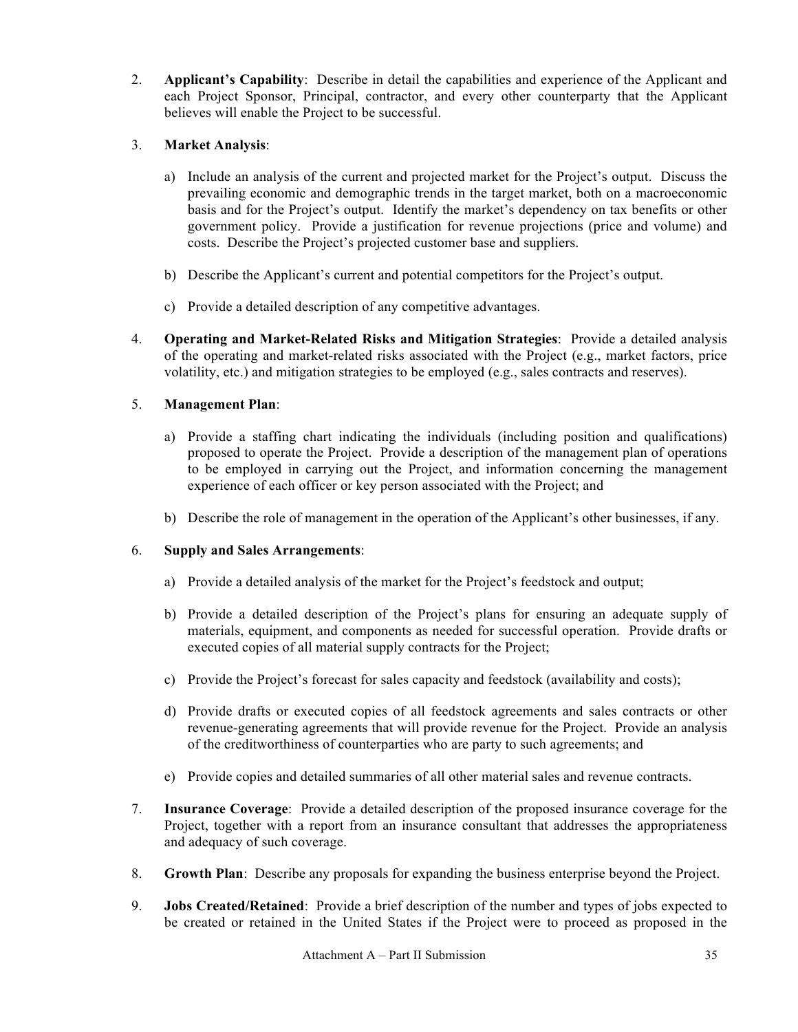2. **Applicant's Capability**: Describe in detail the capabilities and experience of the Applicant and each Project Sponsor, Principal, contractor, and every other counterparty that the Applicant believes will enable the Project to be successful.

3. **Market Analysis**:

   a) Include an analysis of the current and projected market for the Project's output. Discuss the prevailing economic and demographic trends in the target market, both on a macroeconomic basis and for the Project's output. Identify the market's dependency on tax benefits or other government policy. Provide a justification for revenue projections (price and volume) and costs. Describe the Project's projected customer base and suppliers.

   b) Describe the Applicant's current and potential competitors for the Project's output.

   c) Provide a detailed description of any competitive advantages.

4. **Operating and Market-Related Risks and Mitigation Strategies**: Provide a detailed analysis of the operating and market-related risks associated with the Project (e.g., market factors, price volatility, etc.) and mitigation strategies to be employed (e.g., sales contracts and reserves).

5. **Management Plan**:

   a) Provide a staffing chart indicating the individuals (including position and qualifications) proposed to operate the Project. Provide a description of the management plan of operations to be employed in carrying out the Project, and information concerning the management experience of each officer or key person associated with the Project; and

   b) Describe the role of management in the operation of the Applicant's other businesses, if any.

6. **Supply and Sales Arrangements**:

   a) Provide a detailed analysis of the market for the Project's feedstock and output;

   b) Provide a detailed description of the Project's plans for ensuring an adequate supply of materials, equipment, and components as needed for successful operation. Provide drafts or executed copies of all material supply contracts for the Project;

   c) Provide the Project's forecast for sales capacity and feedstock (availability and costs);

   d) Provide drafts or executed copies of all feedstock agreements and sales contracts or other revenue-generating agreements that will provide revenue for the Project. Provide an analysis of the creditworthiness of counterparties who are party to such agreements; and

   e) Provide copies and detailed summaries of all other material sales and revenue contracts.

7. **Insurance Coverage**: Provide a detailed description of the proposed insurance coverage for the Project, together with a report from an insurance consultant that addresses the appropriateness and adequacy of such coverage.

8. **Growth Plan**: Describe any proposals for expanding the business enterprise beyond the Project.

9. **Jobs Created/Retained**: Provide a brief description of the number and types of jobs expected to be created or retained in the United States if the Project were to proceed as proposed in the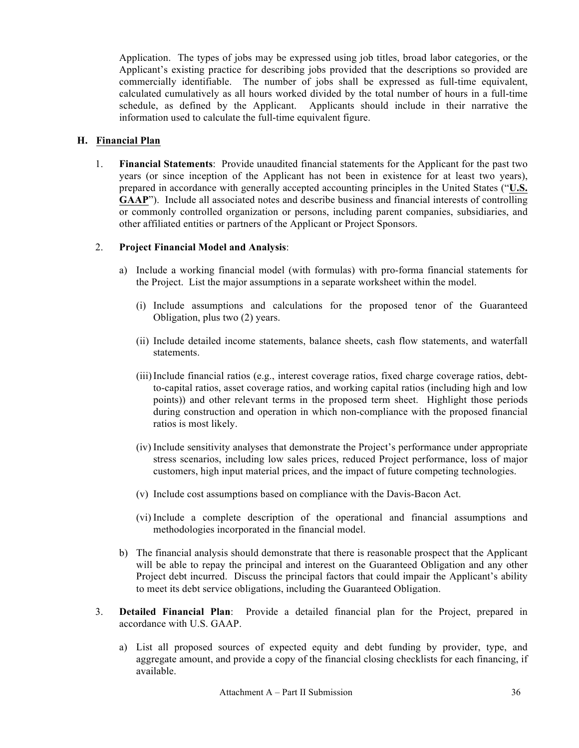Application. The types of jobs may be expressed using job titles, broad labor categories, or the Applicant's existing practice for describing jobs provided that the descriptions so provided are commercially identifiable. The number of jobs shall be expressed as full-time equivalent, calculated cumulatively as all hours worked divided by the total number of hours in a full-time schedule, as defined by the Applicant. Applicants should include in their narrative the information used to calculate the full-time equivalent figure.

### H. Financial Plan

1. **Financial Statements**: Provide unaudited financial statements for the Applicant for the past two years (or since inception of the Applicant has not been in existence for at least two years), prepared in accordance with generally accepted accounting principles in the United States ("**U.S. GAAP**"). Include all associated notes and describe business and financial interests of controlling or commonly controlled organization or persons, including parent companies, subsidiaries, and other affiliated entities or partners of the Applicant or Project Sponsors.

2. **Project Financial Model and Analysis**:

   a) Include a working financial model (with formulas) with pro-forma financial statements for the Project. List the major assumptions in a separate worksheet within the model.

      (i) Include assumptions and calculations for the proposed tenor of the Guaranteed Obligation, plus two (2) years.

      (ii) Include detailed income statements, balance sheets, cash flow statements, and waterfall statements.

      (iii) Include financial ratios (e.g., interest coverage ratios, fixed charge coverage ratios, debt-to-capital ratios, asset coverage ratios, and working capital ratios (including high and low points)) and other relevant terms in the proposed term sheet. Highlight those periods during construction and operation in which non-compliance with the proposed financial ratios is most likely.

      (iv) Include sensitivity analyses that demonstrate the Project's performance under appropriate stress scenarios, including low sales prices, reduced Project performance, loss of major customers, high input material prices, and the impact of future competing technologies.

      (v) Include cost assumptions based on compliance with the Davis-Bacon Act.

      (vi) Include a complete description of the operational and financial assumptions and methodologies incorporated in the financial model.

   b) The financial analysis should demonstrate that there is reasonable prospect that the Applicant will be able to repay the principal and interest on the Guaranteed Obligation and any other Project debt incurred. Discuss the principal factors that could impair the Applicant's ability to meet its debt service obligations, including the Guaranteed Obligation.

3. **Detailed Financial Plan**: Provide a detailed financial plan for the Project, prepared in accordance with U.S. GAAP.

   a) List all proposed sources of expected equity and debt funding by provider, type, and aggregate amount, and provide a copy of the financial closing checklists for each financing, if available.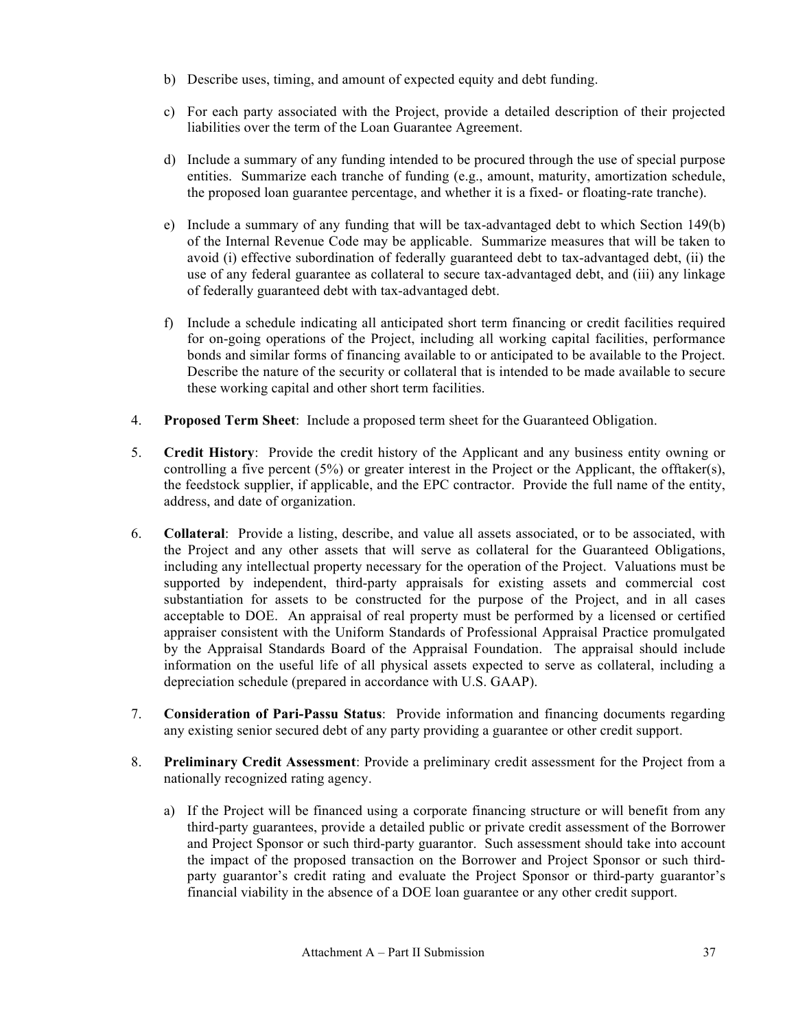b) Describe uses, timing, and amount of expected equity and debt funding.

c) For each party associated with the Project, provide a detailed description of their projected liabilities over the term of the Loan Guarantee Agreement.

d) Include a summary of any funding intended to be procured through the use of special purpose entities. Summarize each tranche of funding (e.g., amount, maturity, amortization schedule, the proposed loan guarantee percentage, and whether it is a fixed- or floating-rate tranche).

e) Include a summary of any funding that will be tax-advantaged debt to which Section 149(b) of the Internal Revenue Code may be applicable. Summarize measures that will be taken to avoid (i) effective subordination of federally guaranteed debt to tax-advantaged debt, (ii) the use of any federal guarantee as collateral to secure tax-advantaged debt, and (iii) any linkage of federally guaranteed debt with tax-advantaged debt.

f) Include a schedule indicating all anticipated short term financing or credit facilities required for on-going operations of the Project, including all working capital facilities, performance bonds and similar forms of financing available to or anticipated to be available to the Project. Describe the nature of the security or collateral that is intended to be made available to secure these working capital and other short term facilities.

4. **Proposed Term Sheet**: Include a proposed term sheet for the Guaranteed Obligation.

5. **Credit History**: Provide the credit history of the Applicant and any business entity owning or controlling a five percent (5%) or greater interest in the Project or the Applicant, the offtaker(s), the feedstock supplier, if applicable, and the EPC contractor. Provide the full name of the entity, address, and date of organization.

6. **Collateral**: Provide a listing, describe, and value all assets associated, or to be associated, with the Project and any other assets that will serve as collateral for the Guaranteed Obligations, including any intellectual property necessary for the operation of the Project. Valuations must be supported by independent, third-party appraisals for existing assets and commercial cost substantiation for assets to be constructed for the purpose of the Project, and in all cases acceptable to DOE. An appraisal of real property must be performed by a licensed or certified appraiser consistent with the Uniform Standards of Professional Appraisal Practice promulgated by the Appraisal Standards Board of the Appraisal Foundation. The appraisal should include information on the useful life of all physical assets expected to serve as collateral, including a depreciation schedule (prepared in accordance with U.S. GAAP).

7. **Consideration of Pari-Passu Status**: Provide information and financing documents regarding any existing senior secured debt of any party providing a guarantee or other credit support.

8. **Preliminary Credit Assessment**: Provide a preliminary credit assessment for the Project from a nationally recognized rating agency.

   a) If the Project will be financed using a corporate financing structure or will benefit from any third-party guarantees, provide a detailed public or private credit assessment of the Borrower and Project Sponsor or such third-party guarantor. Such assessment should take into account the impact of the proposed transaction on the Borrower and Project Sponsor or such third-party guarantor's credit rating and evaluate the Project Sponsor or third-party guarantor's financial viability in the absence of a DOE loan guarantee or any other credit support.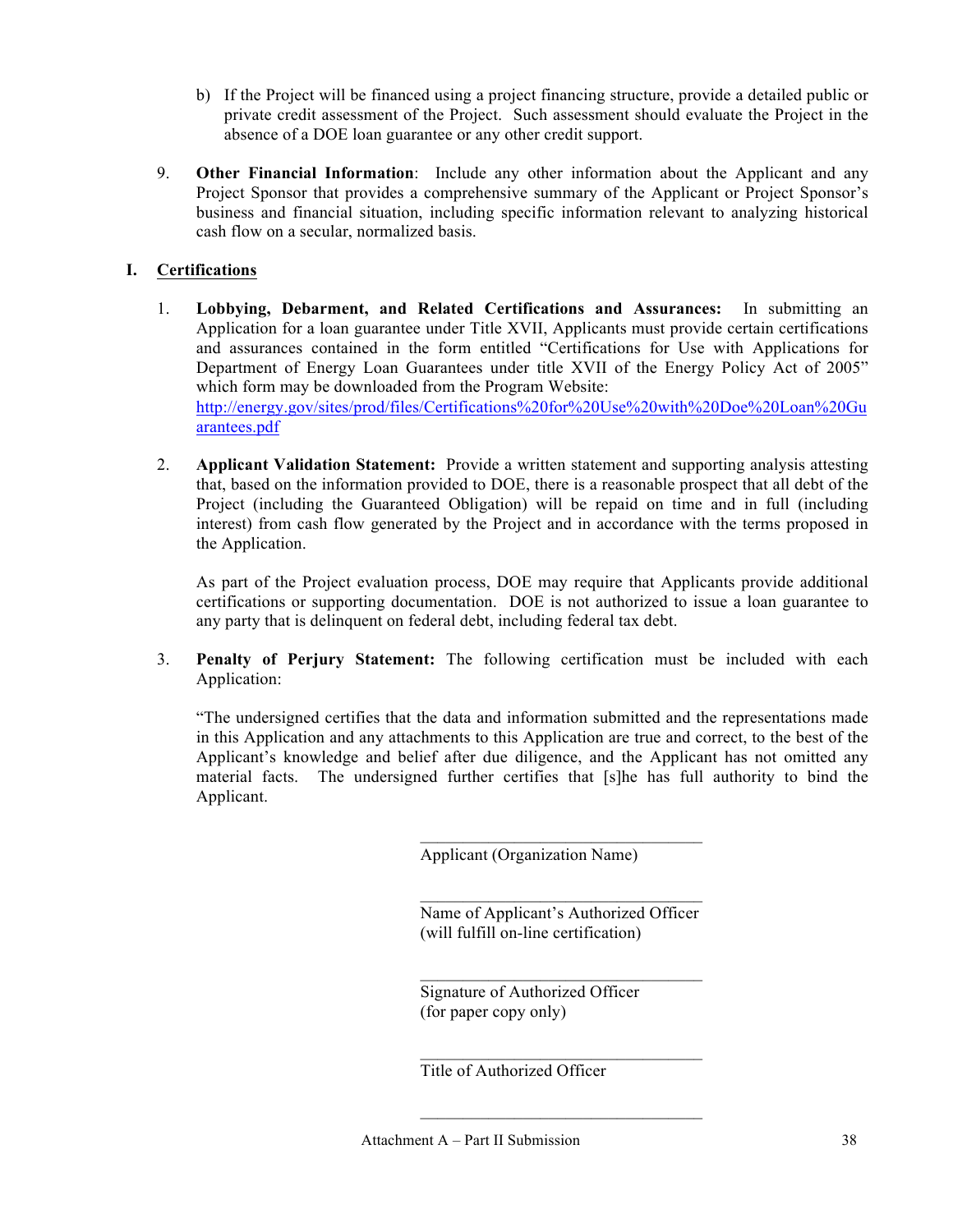b) If the Project will be financed using a project financing structure, provide a detailed public or private credit assessment of the Project. Such assessment should evaluate the Project in the absence of a DOE loan guarantee or any other credit support.

9. **Other Financial Information**: Include any other information about the Applicant and any Project Sponsor that provides a comprehensive summary of the Applicant or Project Sponsor's business and financial situation, including specific information relevant to analyzing historical cash flow on a secular, normalized basis.

## I. Certifications

1. **Lobbying, Debarment, and Related Certifications and Assurances:** In submitting an Application for a loan guarantee under Title XVII, Applicants must provide certain certifications and assurances contained in the form entitled "Certifications for Use with Applications for Department of Energy Loan Guarantees under title XVII of the Energy Policy Act of 2005" which form may be downloaded from the Program Website: http://energy.gov/sites/prod/files/Certifications%20for%20Use%20with%20Doe%20Loan%20Guarantees.pdf

2. **Applicant Validation Statement:** Provide a written statement and supporting analysis attesting that, based on the information provided to DOE, there is a reasonable prospect that all debt of the Project (including the Guaranteed Obligation) will be repaid on time and in full (including interest) from cash flow generated by the Project and in accordance with the terms proposed in the Application.

   As part of the Project evaluation process, DOE may require that Applicants provide additional certifications or supporting documentation. DOE is not authorized to issue a loan guarantee to any party that is delinquent on federal debt, including federal tax debt.

3. **Penalty of Perjury Statement:** The following certification must be included with each Application:

   "The undersigned certifies that the data and information submitted and the representations made in this Application and any attachments to this Application are true and correct, to the best of the Applicant's knowledge and belief after due diligence, and the Applicant has not omitted any material facts. The undersigned further certifies that [s]he has full authority to bind the Applicant.

___________________________________
Applicant (Organization Name)

___________________________________
Name of Applicant's Authorized Officer
(will fulfill on-line certification)

___________________________________
Signature of Authorized Officer
(for paper copy only)

___________________________________
Title of Authorized Officer

___________________________________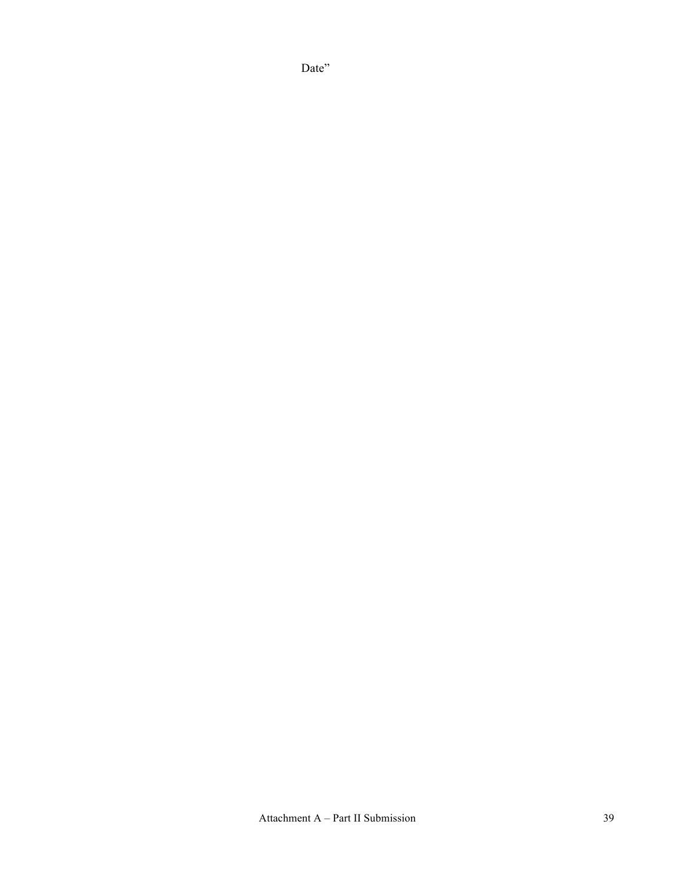Date”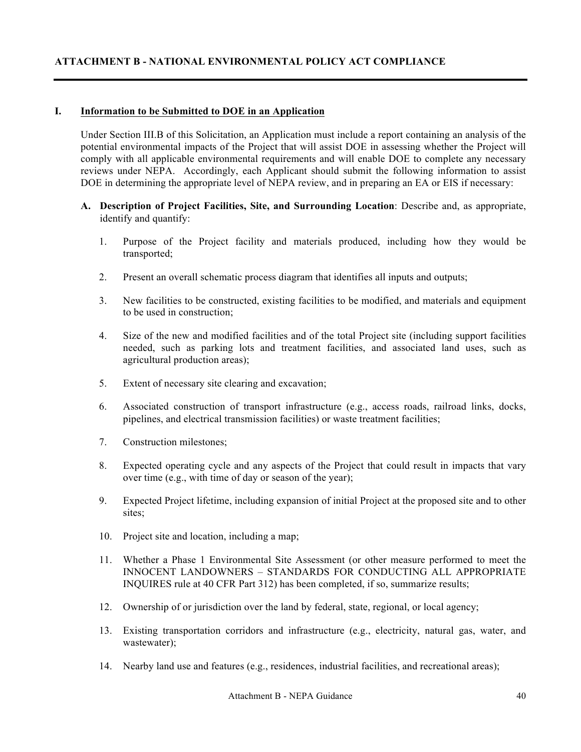## ATTACHMENT B - NATIONAL ENVIRONMENTAL POLICY ACT COMPLIANCE

---

### I. Information to be Submitted to DOE in an Application

Under Section III.B of this Solicitation, an Application must include a report containing an analysis of the potential environmental impacts of the Project that will assist DOE in assessing whether the Project will comply with all applicable environmental requirements and will enable DOE to complete any necessary reviews under NEPA. Accordingly, each Applicant should submit the following information to assist DOE in determining the appropriate level of NEPA review, and in preparing an EA or EIS if necessary:

**A. Description of Project Facilities, Site, and Surrounding Location**: Describe and, as appropriate, identify and quantify:

1. Purpose of the Project facility and materials produced, including how they would be transported;

2. Present an overall schematic process diagram that identifies all inputs and outputs;

3. New facilities to be constructed, existing facilities to be modified, and materials and equipment to be used in construction;

4. Size of the new and modified facilities and of the total Project site (including support facilities needed, such as parking lots and treatment facilities, and associated land uses, such as agricultural production areas);

5. Extent of necessary site clearing and excavation;

6. Associated construction of transport infrastructure (e.g., access roads, railroad links, docks, pipelines, and electrical transmission facilities) or waste treatment facilities;

7. Construction milestones;

8. Expected operating cycle and any aspects of the Project that could result in impacts that vary over time (e.g., with time of day or season of the year);

9. Expected Project lifetime, including expansion of initial Project at the proposed site and to other sites;

10. Project site and location, including a map;

11. Whether a Phase 1 Environmental Site Assessment (or other measure performed to meet the INNOCENT LANDOWNERS – STANDARDS FOR CONDUCTING ALL APPROPRIATE INQUIRES rule at 40 CFR Part 312) has been completed, if so, summarize results;

12. Ownership of or jurisdiction over the land by federal, state, regional, or local agency;

13. Existing transportation corridors and infrastructure (e.g., electricity, natural gas, water, and wastewater);

14. Nearby land use and features (e.g., residences, industrial facilities, and recreational areas);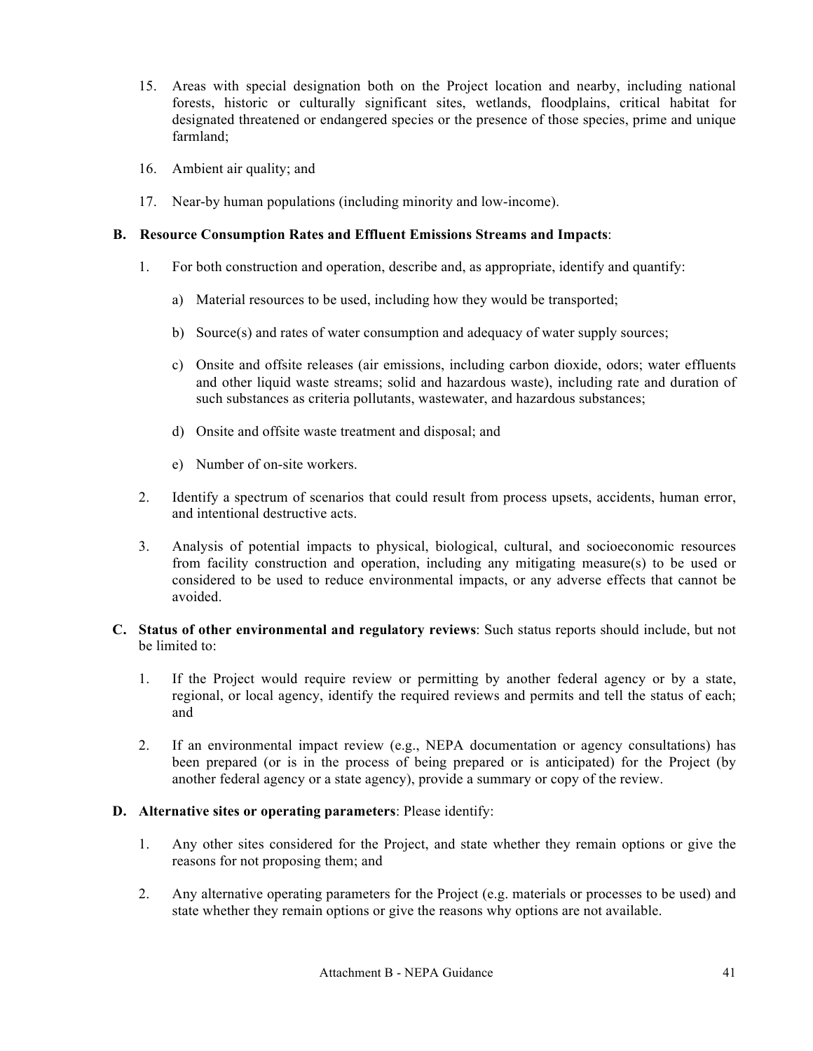15. Areas with special designation both on the Project location and nearby, including national forests, historic or culturally significant sites, wetlands, floodplains, critical habitat for designated threatened or endangered species or the presence of those species, prime and unique farmland;

16. Ambient air quality; and

17. Near-by human populations (including minority and low-income).

**B. Resource Consumption Rates and Effluent Emissions Streams and Impacts**:

1. For both construction and operation, describe and, as appropriate, identify and quantify:

   a) Material resources to be used, including how they would be transported;

   b) Source(s) and rates of water consumption and adequacy of water supply sources;

   c) Onsite and offsite releases (air emissions, including carbon dioxide, odors; water effluents and other liquid waste streams; solid and hazardous waste), including rate and duration of such substances as criteria pollutants, wastewater, and hazardous substances;

   d) Onsite and offsite waste treatment and disposal; and

   e) Number of on-site workers.

2. Identify a spectrum of scenarios that could result from process upsets, accidents, human error, and intentional destructive acts.

3. Analysis of potential impacts to physical, biological, cultural, and socioeconomic resources from facility construction and operation, including any mitigating measure(s) to be used or considered to be used to reduce environmental impacts, or any adverse effects that cannot be avoided.

**C. Status of other environmental and regulatory reviews**: Such status reports should include, but not be limited to:

1. If the Project would require review or permitting by another federal agency or by a state, regional, or local agency, identify the required reviews and permits and tell the status of each; and

2. If an environmental impact review (e.g., NEPA documentation or agency consultations) has been prepared (or is in the process of being prepared or is anticipated) for the Project (by another federal agency or a state agency), provide a summary or copy of the review.

**D. Alternative sites or operating parameters**: Please identify:

1. Any other sites considered for the Project, and state whether they remain options or give the reasons for not proposing them; and

2. Any alternative operating parameters for the Project (e.g. materials or processes to be used) and state whether they remain options or give the reasons why options are not available.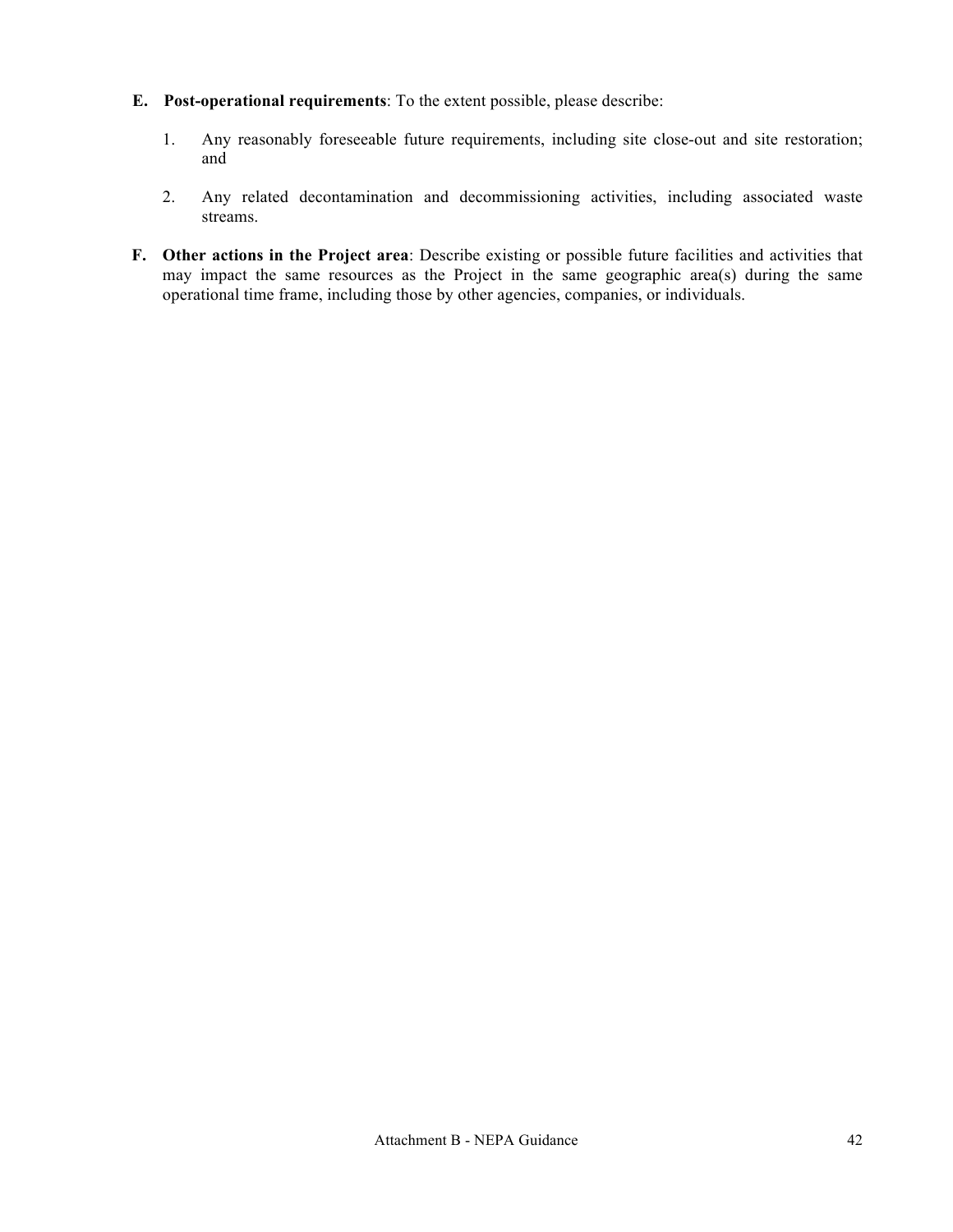**E. Post-operational requirements**: To the extent possible, please describe:

1. Any reasonably foreseeable future requirements, including site close-out and site restoration; and

2. Any related decontamination and decommissioning activities, including associated waste streams.

**F. Other actions in the Project area**: Describe existing or possible future facilities and activities that may impact the same resources as the Project in the same geographic area(s) during the same operational time frame, including those by other agencies, companies, or individuals.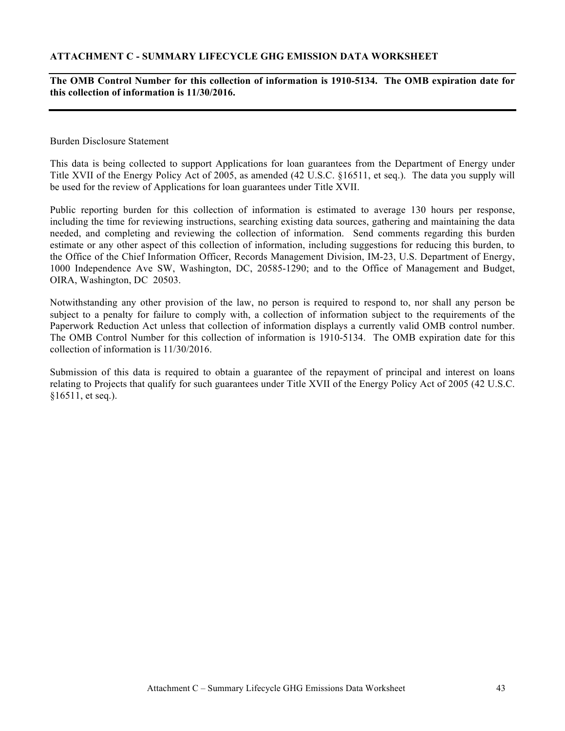## ATTACHMENT C - SUMMARY LIFECYCLE GHG EMISSION DATA WORKSHEET

**The OMB Control Number for this collection of information is 1910-5134. The OMB expiration date for this collection of information is 11/30/2016.**

Burden Disclosure Statement

This data is being collected to support Applications for loan guarantees from the Department of Energy under Title XVII of the Energy Policy Act of 2005, as amended (42 U.S.C. §16511, et seq.). The data you supply will be used for the review of Applications for loan guarantees under Title XVII.

Public reporting burden for this collection of information is estimated to average 130 hours per response, including the time for reviewing instructions, searching existing data sources, gathering and maintaining the data needed, and completing and reviewing the collection of information. Send comments regarding this burden estimate or any other aspect of this collection of information, including suggestions for reducing this burden, to the Office of the Chief Information Officer, Records Management Division, IM-23, U.S. Department of Energy, 1000 Independence Ave SW, Washington, DC, 20585-1290; and to the Office of Management and Budget, OIRA, Washington, DC 20503.

Notwithstanding any other provision of the law, no person is required to respond to, nor shall any person be subject to a penalty for failure to comply with, a collection of information subject to the requirements of the Paperwork Reduction Act unless that collection of information displays a currently valid OMB control number. The OMB Control Number for this collection of information is 1910-5134. The OMB expiration date for this collection of information is 11/30/2016.

Submission of this data is required to obtain a guarantee of the repayment of principal and interest on loans relating to Projects that qualify for such guarantees under Title XVII of the Energy Policy Act of 2005 (42 U.S.C. §16511, et seq.).